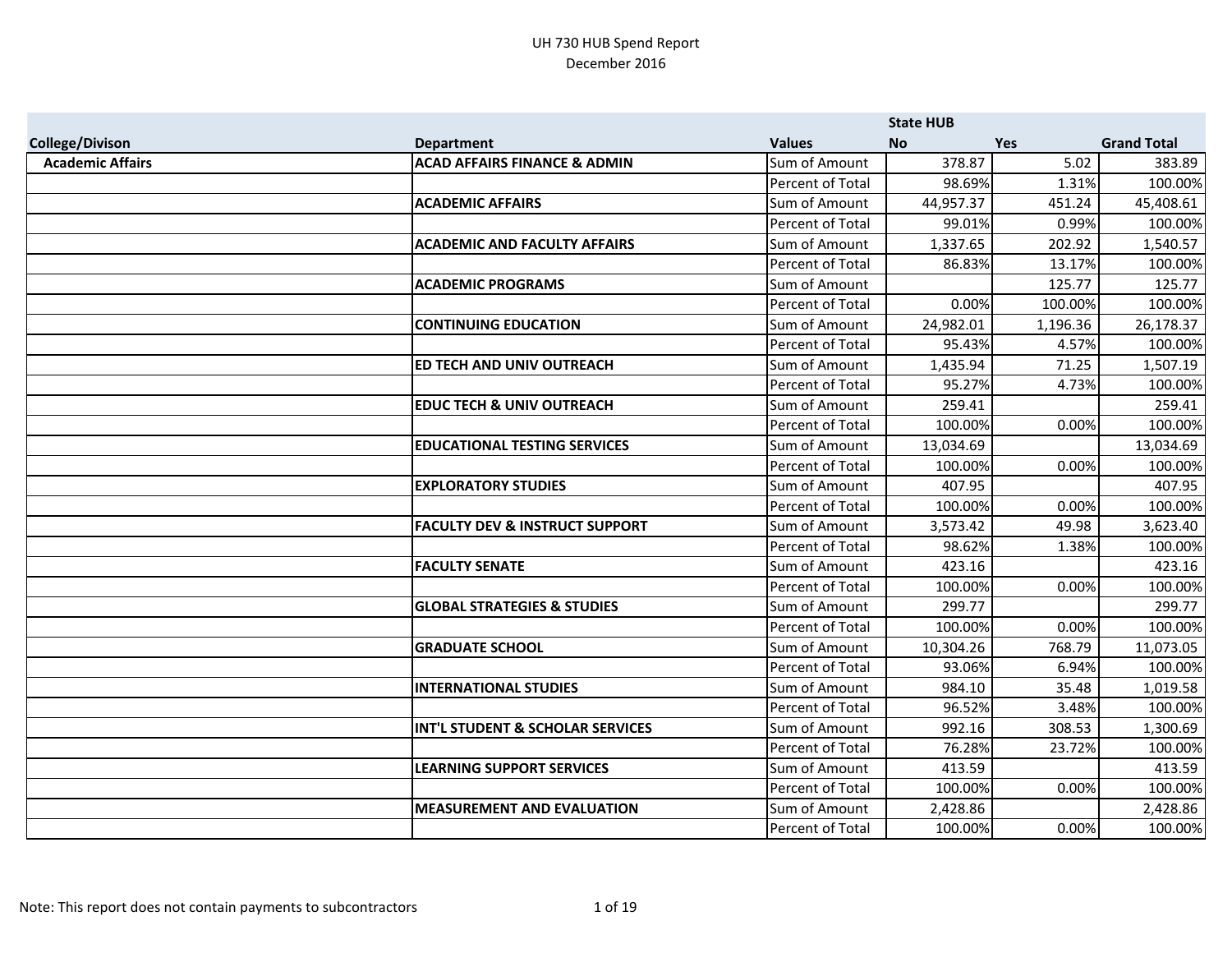UH 730 HUB Spend Report
December 2016

| College/Divison | Department | Values | State HUB No | Yes | Grand Total |
|---|---|---|---|---|---|
| **Academic Affairs** | **ACAD AFFAIRS FINANCE & ADMIN** | Sum of Amount | 378.87 | 5.02 | 383.89 |
| | | Percent of Total | 98.69% | 1.31% | 100.00% |
| | **ACADEMIC AFFAIRS** | Sum of Amount | 44,957.37 | 451.24 | 45,408.61 |
| | | Percent of Total | 99.01% | 0.99% | 100.00% |
| | **ACADEMIC AND FACULTY AFFAIRS** | Sum of Amount | 1,337.65 | 202.92 | 1,540.57 |
| | | Percent of Total | 86.83% | 13.17% | 100.00% |
| | **ACADEMIC PROGRAMS** | Sum of Amount | | 125.77 | 125.77 |
| | | Percent of Total | 0.00% | 100.00% | 100.00% |
| | **CONTINUING EDUCATION** | Sum of Amount | 24,982.01 | 1,196.36 | 26,178.37 |
| | | Percent of Total | 95.43% | 4.57% | 100.00% |
| | **ED TECH AND UNIV OUTREACH** | Sum of Amount | 1,435.94 | 71.25 | 1,507.19 |
| | | Percent of Total | 95.27% | 4.73% | 100.00% |
| | **EDUC TECH & UNIV OUTREACH** | Sum of Amount | 259.41 | | 259.41 |
| | | Percent of Total | 100.00% | 0.00% | 100.00% |
| | **EDUCATIONAL TESTING SERVICES** | Sum of Amount | 13,034.69 | | 13,034.69 |
| | | Percent of Total | 100.00% | 0.00% | 100.00% |
| | **EXPLORATORY STUDIES** | Sum of Amount | 407.95 | | 407.95 |
| | | Percent of Total | 100.00% | 0.00% | 100.00% |
| | **FACULTY DEV & INSTRUCT SUPPORT** | Sum of Amount | 3,573.42 | 49.98 | 3,623.40 |
| | | Percent of Total | 98.62% | 1.38% | 100.00% |
| | **FACULTY SENATE** | Sum of Amount | 423.16 | | 423.16 |
| | | Percent of Total | 100.00% | 0.00% | 100.00% |
| | **GLOBAL STRATEGIES & STUDIES** | Sum of Amount | 299.77 | | 299.77 |
| | | Percent of Total | 100.00% | 0.00% | 100.00% |
| | **GRADUATE SCHOOL** | Sum of Amount | 10,304.26 | 768.79 | 11,073.05 |
| | | Percent of Total | 93.06% | 6.94% | 100.00% |
| | **INTERNATIONAL STUDIES** | Sum of Amount | 984.10 | 35.48 | 1,019.58 |
| | | Percent of Total | 96.52% | 3.48% | 100.00% |
| | **INT'L STUDENT & SCHOLAR SERVICES** | Sum of Amount | 992.16 | 308.53 | 1,300.69 |
| | | Percent of Total | 76.28% | 23.72% | 100.00% |
| | **LEARNING SUPPORT SERVICES** | Sum of Amount | 413.59 | | 413.59 |
| | | Percent of Total | 100.00% | 0.00% | 100.00% |
| | **MEASUREMENT AND EVALUATION** | Sum of Amount | 2,428.86 | | 2,428.86 |
| | | Percent of Total | 100.00% | 0.00% | 100.00% |

Note: This report does not contain payments to subcontractors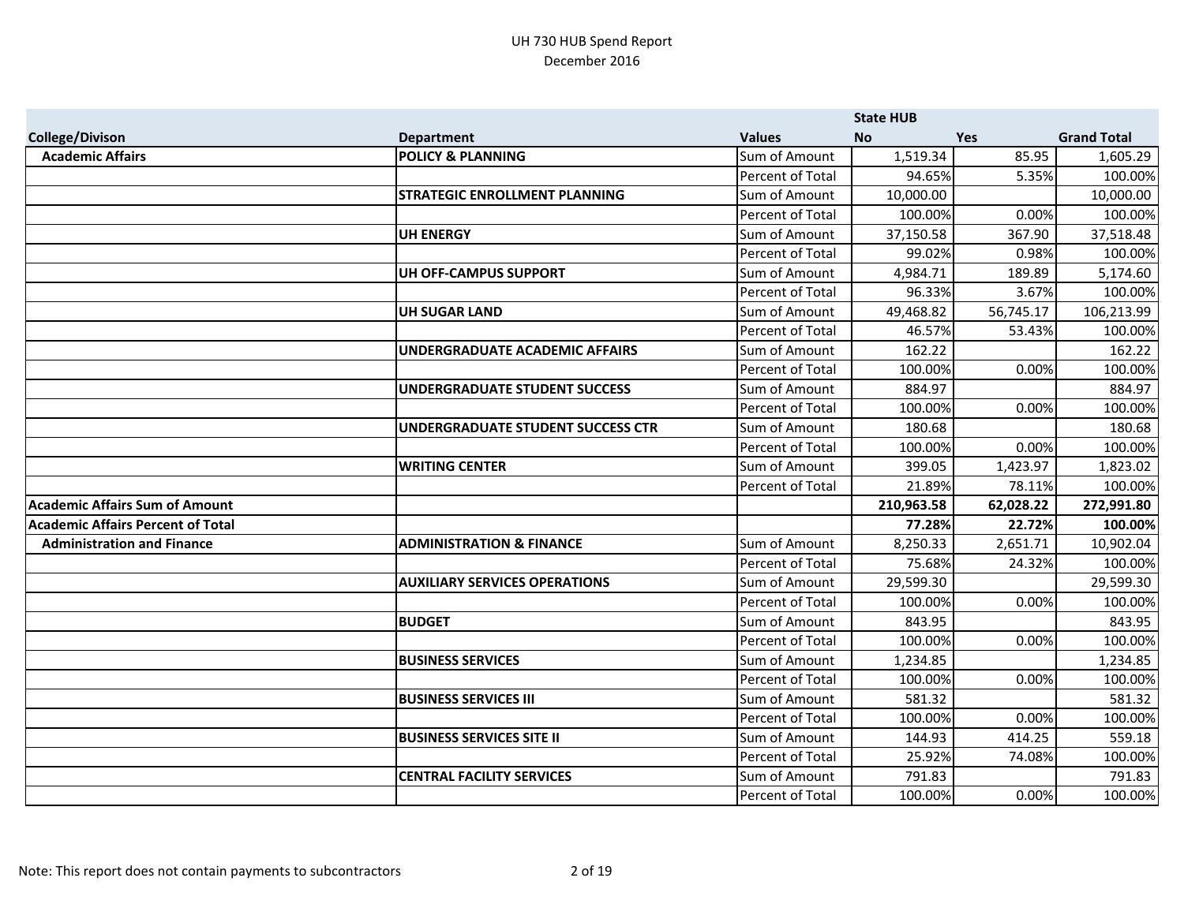UH 730 HUB Spend Report
December 2016

| | | | State HUB | | |
|---|---|---|---|---|---|
| **College/Divison** | **Department** | **Values** | **No** | **Yes** | **Grand Total** |
| **Academic Affairs** | **POLICY & PLANNING** | Sum of Amount | 1,519.34 | 85.95 | 1,605.29 |
| | | Percent of Total | 94.65% | 5.35% | 100.00% |
| | **STRATEGIC ENROLLMENT PLANNING** | Sum of Amount | 10,000.00 | | 10,000.00 |
| | | Percent of Total | 100.00% | 0.00% | 100.00% |
| | **UH ENERGY** | Sum of Amount | 37,150.58 | 367.90 | 37,518.48 |
| | | Percent of Total | 99.02% | 0.98% | 100.00% |
| | **UH OFF-CAMPUS SUPPORT** | Sum of Amount | 4,984.71 | 189.89 | 5,174.60 |
| | | Percent of Total | 96.33% | 3.67% | 100.00% |
| | **UH SUGAR LAND** | Sum of Amount | 49,468.82 | 56,745.17 | 106,213.99 |
| | | Percent of Total | 46.57% | 53.43% | 100.00% |
| | **UNDERGRADUATE ACADEMIC AFFAIRS** | Sum of Amount | 162.22 | | 162.22 |
| | | Percent of Total | 100.00% | 0.00% | 100.00% |
| | **UNDERGRADUATE STUDENT SUCCESS** | Sum of Amount | 884.97 | | 884.97 |
| | | Percent of Total | 100.00% | 0.00% | 100.00% |
| | **UNDERGRADUATE STUDENT SUCCESS CTR** | Sum of Amount | 180.68 | | 180.68 |
| | | Percent of Total | 100.00% | 0.00% | 100.00% |
| | **WRITING CENTER** | Sum of Amount | 399.05 | 1,423.97 | 1,823.02 |
| | | Percent of Total | 21.89% | 78.11% | 100.00% |
| **Academic Affairs Sum of Amount** | | | **210,963.58** | **62,028.22** | **272,991.80** |
| **Academic Affairs Percent of Total** | | | **77.28%** | **22.72%** | **100.00%** |
| **Administration and Finance** | **ADMINISTRATION & FINANCE** | Sum of Amount | 8,250.33 | 2,651.71 | 10,902.04 |
| | | Percent of Total | 75.68% | 24.32% | 100.00% |
| | **AUXILIARY SERVICES OPERATIONS** | Sum of Amount | 29,599.30 | | 29,599.30 |
| | | Percent of Total | 100.00% | 0.00% | 100.00% |
| | **BUDGET** | Sum of Amount | 843.95 | | 843.95 |
| | | Percent of Total | 100.00% | 0.00% | 100.00% |
| | **BUSINESS SERVICES** | Sum of Amount | 1,234.85 | | 1,234.85 |
| | | Percent of Total | 100.00% | 0.00% | 100.00% |
| | **BUSINESS SERVICES III** | Sum of Amount | 581.32 | | 581.32 |
| | | Percent of Total | 100.00% | 0.00% | 100.00% |
| | **BUSINESS SERVICES SITE II** | Sum of Amount | 144.93 | 414.25 | 559.18 |
| | | Percent of Total | 25.92% | 74.08% | 100.00% |
| | **CENTRAL FACILITY SERVICES** | Sum of Amount | 791.83 | | 791.83 |
| | | Percent of Total | 100.00% | 0.00% | 100.00% |

Note: This report does not contain payments to subcontractors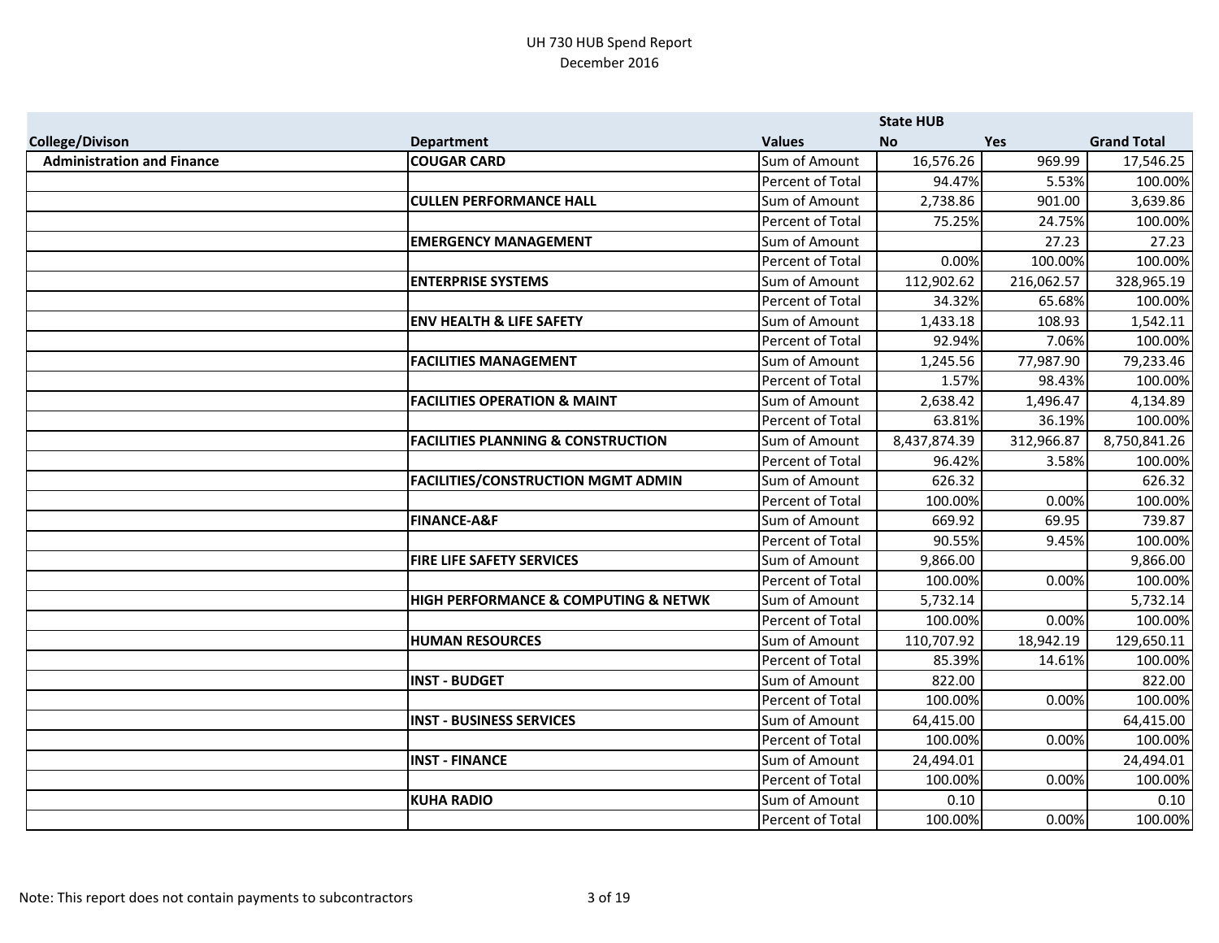UH 730 HUB Spend Report
December 2016

| College/Divison | Department | Values | State HUB No | Yes | Grand Total |
|---|---|---|---|---|---|
| **Administration and Finance** | **COUGAR CARD** | Sum of Amount | 16,576.26 | 969.99 | 17,546.25 |
| | | Percent of Total | 94.47% | 5.53% | 100.00% |
| | **CULLEN PERFORMANCE HALL** | Sum of Amount | 2,738.86 | 901.00 | 3,639.86 |
| | | Percent of Total | 75.25% | 24.75% | 100.00% |
| | **EMERGENCY MANAGEMENT** | Sum of Amount | | 27.23 | 27.23 |
| | | Percent of Total | 0.00% | 100.00% | 100.00% |
| | **ENTERPRISE SYSTEMS** | Sum of Amount | 112,902.62 | 216,062.57 | 328,965.19 |
| | | Percent of Total | 34.32% | 65.68% | 100.00% |
| | **ENV HEALTH & LIFE SAFETY** | Sum of Amount | 1,433.18 | 108.93 | 1,542.11 |
| | | Percent of Total | 92.94% | 7.06% | 100.00% |
| | **FACILITIES MANAGEMENT** | Sum of Amount | 1,245.56 | 77,987.90 | 79,233.46 |
| | | Percent of Total | 1.57% | 98.43% | 100.00% |
| | **FACILITIES OPERATION & MAINT** | Sum of Amount | 2,638.42 | 1,496.47 | 4,134.89 |
| | | Percent of Total | 63.81% | 36.19% | 100.00% |
| | **FACILITIES PLANNING & CONSTRUCTION** | Sum of Amount | 8,437,874.39 | 312,966.87 | 8,750,841.26 |
| | | Percent of Total | 96.42% | 3.58% | 100.00% |
| | **FACILITIES/CONSTRUCTION MGMT ADMIN** | Sum of Amount | 626.32 | | 626.32 |
| | | Percent of Total | 100.00% | 0.00% | 100.00% |
| | **FINANCE-A&F** | Sum of Amount | 669.92 | 69.95 | 739.87 |
| | | Percent of Total | 90.55% | 9.45% | 100.00% |
| | **FIRE LIFE SAFETY SERVICES** | Sum of Amount | 9,866.00 | | 9,866.00 |
| | | Percent of Total | 100.00% | 0.00% | 100.00% |
| | **HIGH PERFORMANCE & COMPUTING & NETWK** | Sum of Amount | 5,732.14 | | 5,732.14 |
| | | Percent of Total | 100.00% | 0.00% | 100.00% |
| | **HUMAN RESOURCES** | Sum of Amount | 110,707.92 | 18,942.19 | 129,650.11 |
| | | Percent of Total | 85.39% | 14.61% | 100.00% |
| | **INST - BUDGET** | Sum of Amount | 822.00 | | 822.00 |
| | | Percent of Total | 100.00% | 0.00% | 100.00% |
| | **INST - BUSINESS SERVICES** | Sum of Amount | 64,415.00 | | 64,415.00 |
| | | Percent of Total | 100.00% | 0.00% | 100.00% |
| | **INST - FINANCE** | Sum of Amount | 24,494.01 | | 24,494.01 |
| | | Percent of Total | 100.00% | 0.00% | 100.00% |
| | **KUHA RADIO** | Sum of Amount | 0.10 | | 0.10 |
| | | Percent of Total | 100.00% | 0.00% | 100.00% |

Note: This report does not contain payments to subcontractors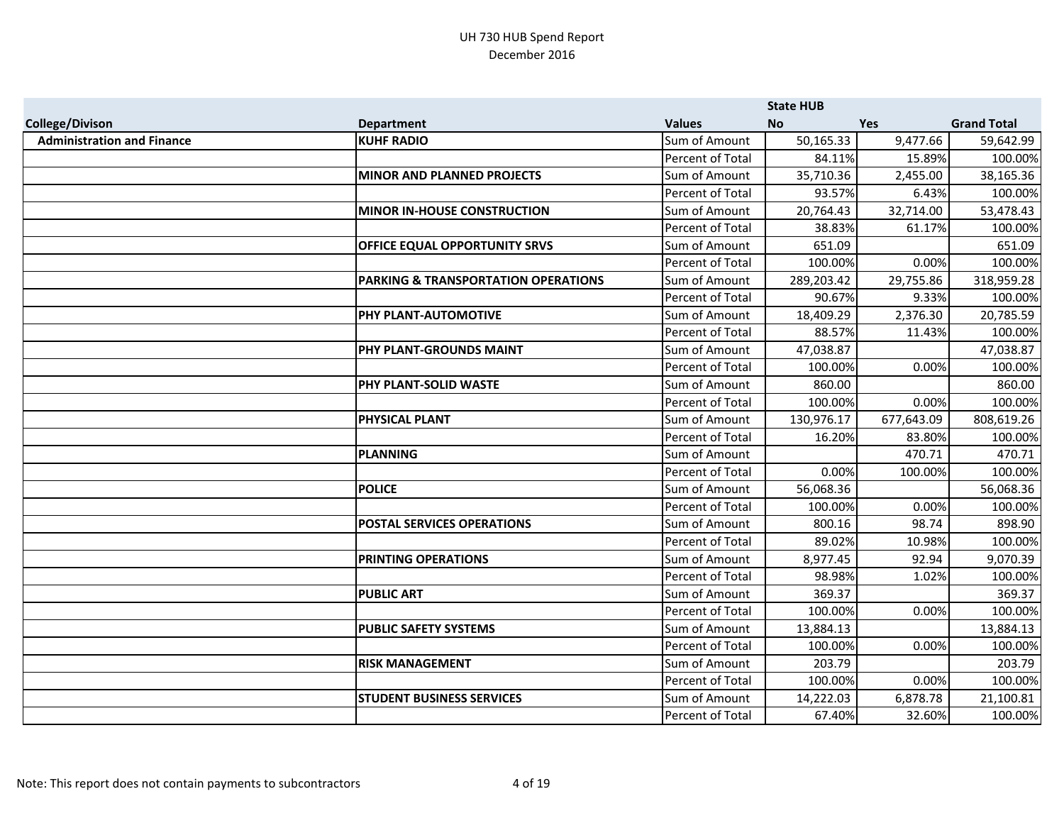UH 730 HUB Spend Report
December 2016

| | | | State HUB | | |
|---|---|---|---|---|---|
| **College/Divison** | **Department** | **Values** | **No** | **Yes** | **Grand Total** |
| **Administration and Finance** | **KUHF RADIO** | Sum of Amount | 50,165.33 | 9,477.66 | 59,642.99 |
| | | Percent of Total | 84.11% | 15.89% | 100.00% |
| | **MINOR AND PLANNED PROJECTS** | Sum of Amount | 35,710.36 | 2,455.00 | 38,165.36 |
| | | Percent of Total | 93.57% | 6.43% | 100.00% |
| | **MINOR IN-HOUSE CONSTRUCTION** | Sum of Amount | 20,764.43 | 32,714.00 | 53,478.43 |
| | | Percent of Total | 38.83% | 61.17% | 100.00% |
| | **OFFICE EQUAL OPPORTUNITY SRVS** | Sum of Amount | 651.09 | | 651.09 |
| | | Percent of Total | 100.00% | 0.00% | 100.00% |
| | **PARKING & TRANSPORTATION OPERATIONS** | Sum of Amount | 289,203.42 | 29,755.86 | 318,959.28 |
| | | Percent of Total | 90.67% | 9.33% | 100.00% |
| | **PHY PLANT-AUTOMOTIVE** | Sum of Amount | 18,409.29 | 2,376.30 | 20,785.59 |
| | | Percent of Total | 88.57% | 11.43% | 100.00% |
| | **PHY PLANT-GROUNDS MAINT** | Sum of Amount | 47,038.87 | | 47,038.87 |
| | | Percent of Total | 100.00% | 0.00% | 100.00% |
| | **PHY PLANT-SOLID WASTE** | Sum of Amount | 860.00 | | 860.00 |
| | | Percent of Total | 100.00% | 0.00% | 100.00% |
| | **PHYSICAL PLANT** | Sum of Amount | 130,976.17 | 677,643.09 | 808,619.26 |
| | | Percent of Total | 16.20% | 83.80% | 100.00% |
| | **PLANNING** | Sum of Amount | | 470.71 | 470.71 |
| | | Percent of Total | 0.00% | 100.00% | 100.00% |
| | **POLICE** | Sum of Amount | 56,068.36 | | 56,068.36 |
| | | Percent of Total | 100.00% | 0.00% | 100.00% |
| | **POSTAL SERVICES OPERATIONS** | Sum of Amount | 800.16 | 98.74 | 898.90 |
| | | Percent of Total | 89.02% | 10.98% | 100.00% |
| | **PRINTING OPERATIONS** | Sum of Amount | 8,977.45 | 92.94 | 9,070.39 |
| | | Percent of Total | 98.98% | 1.02% | 100.00% |
| | **PUBLIC ART** | Sum of Amount | 369.37 | | 369.37 |
| | | Percent of Total | 100.00% | 0.00% | 100.00% |
| | **PUBLIC SAFETY SYSTEMS** | Sum of Amount | 13,884.13 | | 13,884.13 |
| | | Percent of Total | 100.00% | 0.00% | 100.00% |
| | **RISK MANAGEMENT** | Sum of Amount | 203.79 | | 203.79 |
| | | Percent of Total | 100.00% | 0.00% | 100.00% |
| | **STUDENT BUSINESS SERVICES** | Sum of Amount | 14,222.03 | 6,878.78 | 21,100.81 |
| | | Percent of Total | 67.40% | 32.60% | 100.00% |

Note: This report does not contain payments to subcontractors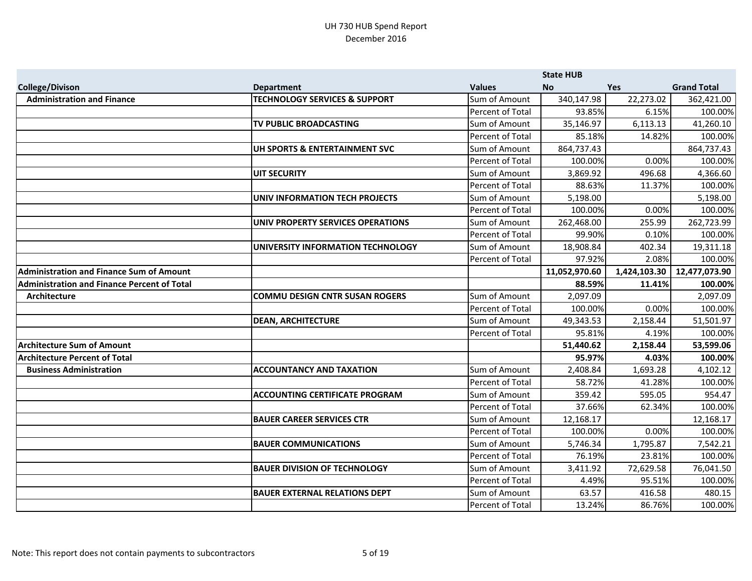UH 730 HUB Spend Report
December 2016

| | | | State HUB | | |
|---|---|---|---|---|---|
| **College/Divison** | **Department** | **Values** | **No** | **Yes** | **Grand Total** |
| **Administration and Finance** | **TECHNOLOGY SERVICES & SUPPORT** | Sum of Amount | 340,147.98 | 22,273.02 | 362,421.00 |
| | | Percent of Total | 93.85% | 6.15% | 100.00% |
| | **TV PUBLIC BROADCASTING** | Sum of Amount | 35,146.97 | 6,113.13 | 41,260.10 |
| | | Percent of Total | 85.18% | 14.82% | 100.00% |
| | **UH SPORTS & ENTERTAINMENT SVC** | Sum of Amount | 864,737.43 | | 864,737.43 |
| | | Percent of Total | 100.00% | 0.00% | 100.00% |
| | **UIT SECURITY** | Sum of Amount | 3,869.92 | 496.68 | 4,366.60 |
| | | Percent of Total | 88.63% | 11.37% | 100.00% |
| | **UNIV INFORMATION TECH PROJECTS** | Sum of Amount | 5,198.00 | | 5,198.00 |
| | | Percent of Total | 100.00% | 0.00% | 100.00% |
| | **UNIV PROPERTY SERVICES OPERATIONS** | Sum of Amount | 262,468.00 | 255.99 | 262,723.99 |
| | | Percent of Total | 99.90% | 0.10% | 100.00% |
| | **UNIVERSITY INFORMATION TECHNOLOGY** | Sum of Amount | 18,908.84 | 402.34 | 19,311.18 |
| | | Percent of Total | 97.92% | 2.08% | 100.00% |
| **Administration and Finance Sum of Amount** | | | **11,052,970.60** | **1,424,103.30** | **12,477,073.90** |
| **Administration and Finance Percent of Total** | | | **88.59%** | **11.41%** | **100.00%** |
| **Architecture** | **COMMU DESIGN CNTR SUSAN ROGERS** | Sum of Amount | 2,097.09 | | 2,097.09 |
| | | Percent of Total | 100.00% | 0.00% | 100.00% |
| | **DEAN, ARCHITECTURE** | Sum of Amount | 49,343.53 | 2,158.44 | 51,501.97 |
| | | Percent of Total | 95.81% | 4.19% | 100.00% |
| **Architecture Sum of Amount** | | | **51,440.62** | **2,158.44** | **53,599.06** |
| **Architecture Percent of Total** | | | **95.97%** | **4.03%** | **100.00%** |
| **Business Administration** | **ACCOUNTANCY AND TAXATION** | Sum of Amount | 2,408.84 | 1,693.28 | 4,102.12 |
| | | Percent of Total | 58.72% | 41.28% | 100.00% |
| | **ACCOUNTING CERTIFICATE PROGRAM** | Sum of Amount | 359.42 | 595.05 | 954.47 |
| | | Percent of Total | 37.66% | 62.34% | 100.00% |
| | **BAUER CAREER SERVICES CTR** | Sum of Amount | 12,168.17 | | 12,168.17 |
| | | Percent of Total | 100.00% | 0.00% | 100.00% |
| | **BAUER COMMUNICATIONS** | Sum of Amount | 5,746.34 | 1,795.87 | 7,542.21 |
| | | Percent of Total | 76.19% | 23.81% | 100.00% |
| | **BAUER DIVISION OF TECHNOLOGY** | Sum of Amount | 3,411.92 | 72,629.58 | 76,041.50 |
| | | Percent of Total | 4.49% | 95.51% | 100.00% |
| | **BAUER EXTERNAL RELATIONS DEPT** | Sum of Amount | 63.57 | 416.58 | 480.15 |
| | | Percent of Total | 13.24% | 86.76% | 100.00% |

Note: This report does not contain payments to subcontractors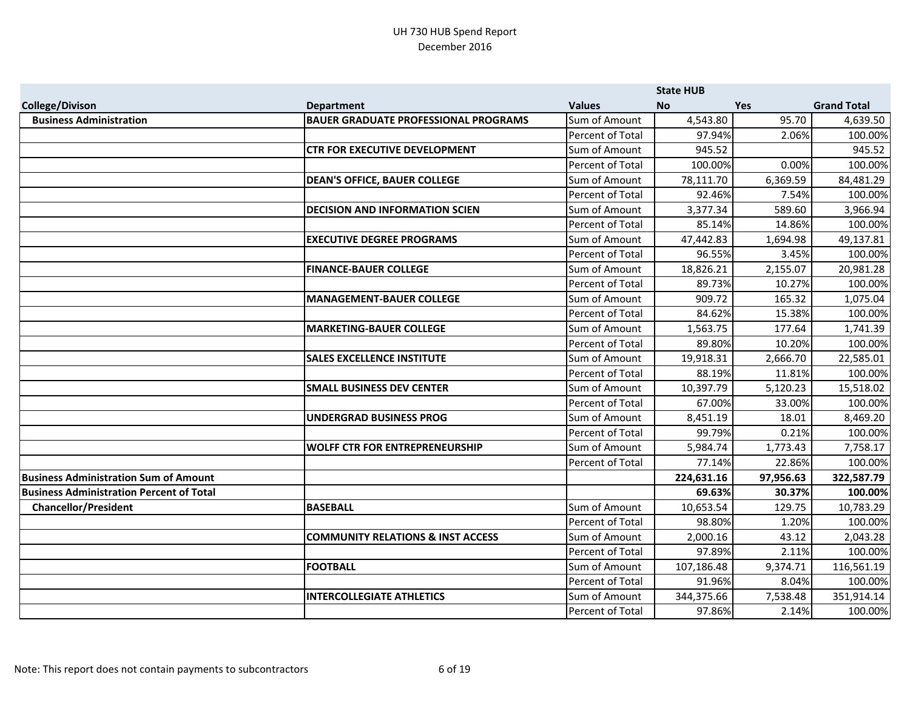UH 730 HUB Spend Report
December 2016

| College/Divison | Department | Values | State HUB No | Yes | Grand Total |
|---|---|---|---|---|---|
| **Business Administration** | **BAUER GRADUATE PROFESSIONAL PROGRAMS** | Sum of Amount | 4,543.80 | 95.70 | 4,639.50 |
| | | Percent of Total | 97.94% | 2.06% | 100.00% |
| | **CTR FOR EXECUTIVE DEVELOPMENT** | Sum of Amount | 945.52 | | 945.52 |
| | | Percent of Total | 100.00% | 0.00% | 100.00% |
| | **DEAN'S OFFICE, BAUER COLLEGE** | Sum of Amount | 78,111.70 | 6,369.59 | 84,481.29 |
| | | Percent of Total | 92.46% | 7.54% | 100.00% |
| | **DECISION AND INFORMATION SCIEN** | Sum of Amount | 3,377.34 | 589.60 | 3,966.94 |
| | | Percent of Total | 85.14% | 14.86% | 100.00% |
| | **EXECUTIVE DEGREE PROGRAMS** | Sum of Amount | 47,442.83 | 1,694.98 | 49,137.81 |
| | | Percent of Total | 96.55% | 3.45% | 100.00% |
| | **FINANCE-BAUER COLLEGE** | Sum of Amount | 18,826.21 | 2,155.07 | 20,981.28 |
| | | Percent of Total | 89.73% | 10.27% | 100.00% |
| | **MANAGEMENT-BAUER COLLEGE** | Sum of Amount | 909.72 | 165.32 | 1,075.04 |
| | | Percent of Total | 84.62% | 15.38% | 100.00% |
| | **MARKETING-BAUER COLLEGE** | Sum of Amount | 1,563.75 | 177.64 | 1,741.39 |
| | | Percent of Total | 89.80% | 10.20% | 100.00% |
| | **SALES EXCELLENCE INSTITUTE** | Sum of Amount | 19,918.31 | 2,666.70 | 22,585.01 |
| | | Percent of Total | 88.19% | 11.81% | 100.00% |
| | **SMALL BUSINESS DEV CENTER** | Sum of Amount | 10,397.79 | 5,120.23 | 15,518.02 |
| | | Percent of Total | 67.00% | 33.00% | 100.00% |
| | **UNDERGRAD BUSINESS PROG** | Sum of Amount | 8,451.19 | 18.01 | 8,469.20 |
| | | Percent of Total | 99.79% | 0.21% | 100.00% |
| | **WOLFF CTR FOR ENTREPRENEURSHIP** | Sum of Amount | 5,984.74 | 1,773.43 | 7,758.17 |
| | | Percent of Total | 77.14% | 22.86% | 100.00% |
| **Business Administration Sum of Amount** | | | **224,631.16** | **97,956.63** | **322,587.79** |
| **Business Administration Percent of Total** | | | **69.63%** | **30.37%** | **100.00%** |
| **Chancellor/President** | **BASEBALL** | Sum of Amount | 10,653.54 | 129.75 | 10,783.29 |
| | | Percent of Total | 98.80% | 1.20% | 100.00% |
| | **COMMUNITY RELATIONS & INST ACCESS** | Sum of Amount | 2,000.16 | 43.12 | 2,043.28 |
| | | Percent of Total | 97.89% | 2.11% | 100.00% |
| | **FOOTBALL** | Sum of Amount | 107,186.48 | 9,374.71 | 116,561.19 |
| | | Percent of Total | 91.96% | 8.04% | 100.00% |
| | **INTERCOLLEGIATE ATHLETICS** | Sum of Amount | 344,375.66 | 7,538.48 | 351,914.14 |
| | | Percent of Total | 97.86% | 2.14% | 100.00% |

Note: This report does not contain payments to subcontractors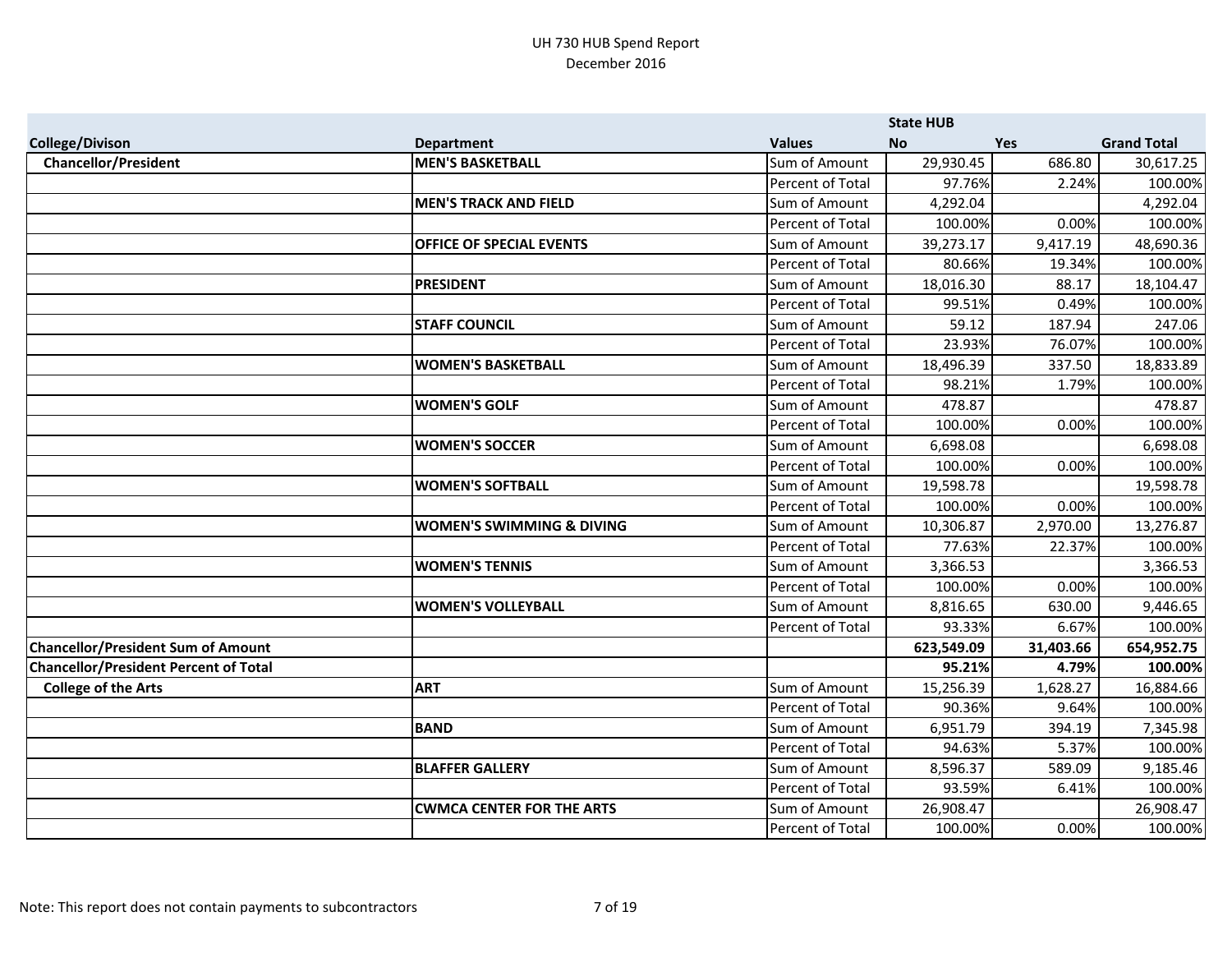UH 730 HUB Spend Report
December 2016

| | | | State HUB | | |
|---|---|---|---|---|---|
| **College/Divison** | **Department** | **Values** | **No** | **Yes** | **Grand Total** |
| **Chancellor/President** | **MEN'S BASKETBALL** | Sum of Amount | 29,930.45 | 686.80 | 30,617.25 |
| | | Percent of Total | 97.76% | 2.24% | 100.00% |
| | **MEN'S TRACK AND FIELD** | Sum of Amount | 4,292.04 | | 4,292.04 |
| | | Percent of Total | 100.00% | 0.00% | 100.00% |
| | **OFFICE OF SPECIAL EVENTS** | Sum of Amount | 39,273.17 | 9,417.19 | 48,690.36 |
| | | Percent of Total | 80.66% | 19.34% | 100.00% |
| | **PRESIDENT** | Sum of Amount | 18,016.30 | 88.17 | 18,104.47 |
| | | Percent of Total | 99.51% | 0.49% | 100.00% |
| | **STAFF COUNCIL** | Sum of Amount | 59.12 | 187.94 | 247.06 |
| | | Percent of Total | 23.93% | 76.07% | 100.00% |
| | **WOMEN'S BASKETBALL** | Sum of Amount | 18,496.39 | 337.50 | 18,833.89 |
| | | Percent of Total | 98.21% | 1.79% | 100.00% |
| | **WOMEN'S GOLF** | Sum of Amount | 478.87 | | 478.87 |
| | | Percent of Total | 100.00% | 0.00% | 100.00% |
| | **WOMEN'S SOCCER** | Sum of Amount | 6,698.08 | | 6,698.08 |
| | | Percent of Total | 100.00% | 0.00% | 100.00% |
| | **WOMEN'S SOFTBALL** | Sum of Amount | 19,598.78 | | 19,598.78 |
| | | Percent of Total | 100.00% | 0.00% | 100.00% |
| | **WOMEN'S SWIMMING & DIVING** | Sum of Amount | 10,306.87 | 2,970.00 | 13,276.87 |
| | | Percent of Total | 77.63% | 22.37% | 100.00% |
| | **WOMEN'S TENNIS** | Sum of Amount | 3,366.53 | | 3,366.53 |
| | | Percent of Total | 100.00% | 0.00% | 100.00% |
| | **WOMEN'S VOLLEYBALL** | Sum of Amount | 8,816.65 | 630.00 | 9,446.65 |
| | | Percent of Total | 93.33% | 6.67% | 100.00% |
| **Chancellor/President Sum of Amount** | | | **623,549.09** | **31,403.66** | **654,952.75** |
| **Chancellor/President Percent of Total** | | | **95.21%** | **4.79%** | **100.00%** |
| **College of the Arts** | **ART** | Sum of Amount | 15,256.39 | 1,628.27 | 16,884.66 |
| | | Percent of Total | 90.36% | 9.64% | 100.00% |
| | **BAND** | Sum of Amount | 6,951.79 | 394.19 | 7,345.98 |
| | | Percent of Total | 94.63% | 5.37% | 100.00% |
| | **BLAFFER GALLERY** | Sum of Amount | 8,596.37 | 589.09 | 9,185.46 |
| | | Percent of Total | 93.59% | 6.41% | 100.00% |
| | **CWMCA CENTER FOR THE ARTS** | Sum of Amount | 26,908.47 | | 26,908.47 |
| | | Percent of Total | 100.00% | 0.00% | 100.00% |

Note: This report does not contain payments to subcontractors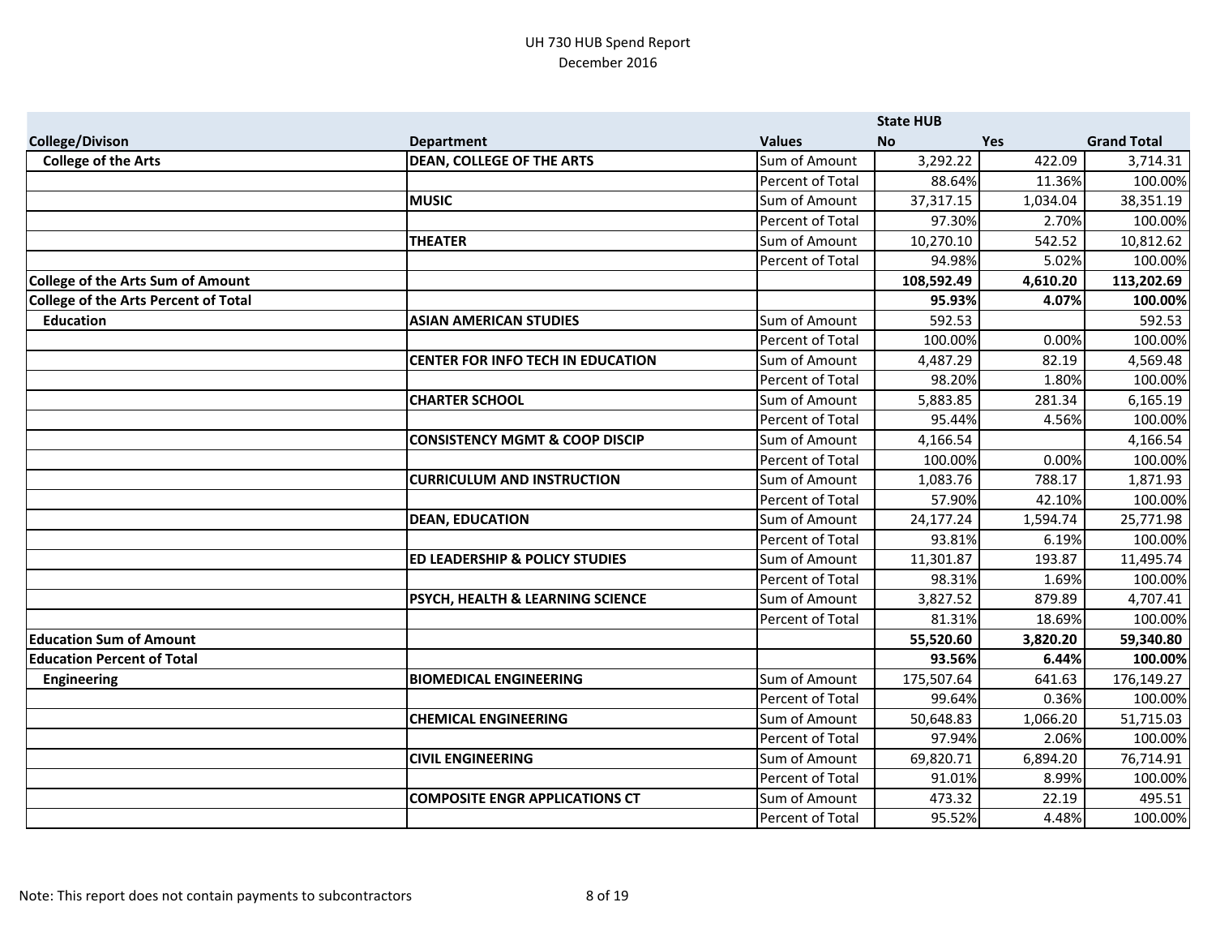UH 730 HUB Spend Report
December 2016

| College/Divison | Department | Values | State HUB No | Yes | Grand Total |
|---|---|---|---|---|---|
| **College of the Arts** | **DEAN, COLLEGE OF THE ARTS** | Sum of Amount | 3,292.22 | 422.09 | 3,714.31 |
| | | Percent of Total | 88.64% | 11.36% | 100.00% |
| | **MUSIC** | Sum of Amount | 37,317.15 | 1,034.04 | 38,351.19 |
| | | Percent of Total | 97.30% | 2.70% | 100.00% |
| | **THEATER** | Sum of Amount | 10,270.10 | 542.52 | 10,812.62 |
| | | Percent of Total | 94.98% | 5.02% | 100.00% |
| **College of the Arts Sum of Amount** | | | **108,592.49** | **4,610.20** | **113,202.69** |
| **College of the Arts Percent of Total** | | | **95.93%** | **4.07%** | **100.00%** |
| **Education** | **ASIAN AMERICAN STUDIES** | Sum of Amount | 592.53 | | 592.53 |
| | | Percent of Total | 100.00% | 0.00% | 100.00% |
| | **CENTER FOR INFO TECH IN EDUCATION** | Sum of Amount | 4,487.29 | 82.19 | 4,569.48 |
| | | Percent of Total | 98.20% | 1.80% | 100.00% |
| | **CHARTER SCHOOL** | Sum of Amount | 5,883.85 | 281.34 | 6,165.19 |
| | | Percent of Total | 95.44% | 4.56% | 100.00% |
| | **CONSISTENCY MGMT & COOP DISCIP** | Sum of Amount | 4,166.54 | | 4,166.54 |
| | | Percent of Total | 100.00% | 0.00% | 100.00% |
| | **CURRICULUM AND INSTRUCTION** | Sum of Amount | 1,083.76 | 788.17 | 1,871.93 |
| | | Percent of Total | 57.90% | 42.10% | 100.00% |
| | **DEAN, EDUCATION** | Sum of Amount | 24,177.24 | 1,594.74 | 25,771.98 |
| | | Percent of Total | 93.81% | 6.19% | 100.00% |
| | **ED LEADERSHIP & POLICY STUDIES** | Sum of Amount | 11,301.87 | 193.87 | 11,495.74 |
| | | Percent of Total | 98.31% | 1.69% | 100.00% |
| | **PSYCH, HEALTH & LEARNING SCIENCE** | Sum of Amount | 3,827.52 | 879.89 | 4,707.41 |
| | | Percent of Total | 81.31% | 18.69% | 100.00% |
| **Education Sum of Amount** | | | **55,520.60** | **3,820.20** | **59,340.80** |
| **Education Percent of Total** | | | **93.56%** | **6.44%** | **100.00%** |
| **Engineering** | **BIOMEDICAL ENGINEERING** | Sum of Amount | 175,507.64 | 641.63 | 176,149.27 |
| | | Percent of Total | 99.64% | 0.36% | 100.00% |
| | **CHEMICAL ENGINEERING** | Sum of Amount | 50,648.83 | 1,066.20 | 51,715.03 |
| | | Percent of Total | 97.94% | 2.06% | 100.00% |
| | **CIVIL ENGINEERING** | Sum of Amount | 69,820.71 | 6,894.20 | 76,714.91 |
| | | Percent of Total | 91.01% | 8.99% | 100.00% |
| | **COMPOSITE ENGR APPLICATIONS CT** | Sum of Amount | 473.32 | 22.19 | 495.51 |
| | | Percent of Total | 95.52% | 4.48% | 100.00% |

Note: This report does not contain payments to subcontractors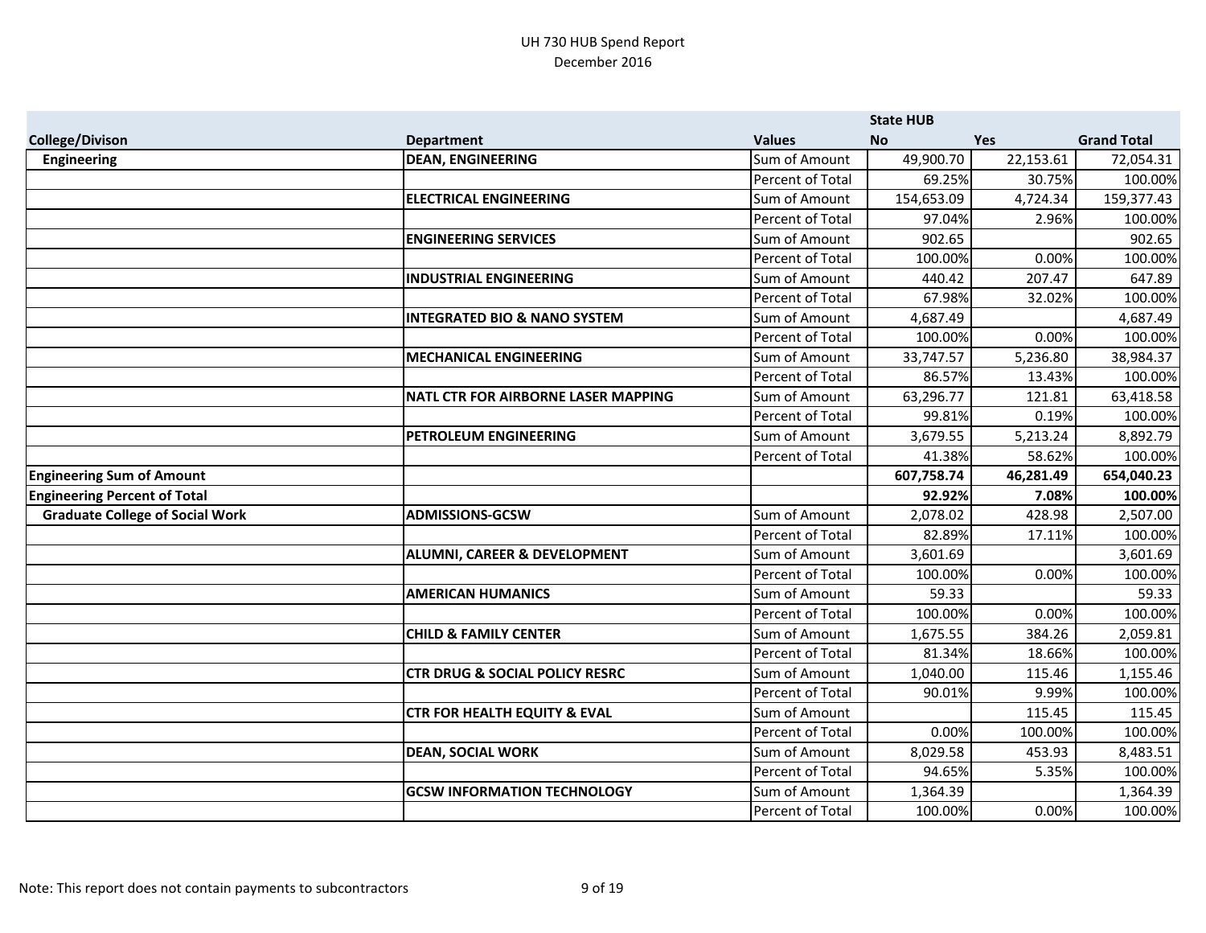UH 730 HUB Spend Report
December 2016

| College/Divison | Department | Values | State HUB No | Yes | Grand Total |
|---|---|---|---|---|---|
| Engineering | DEAN, ENGINEERING | Sum of Amount | 49,900.70 | 22,153.61 | 72,054.31 |
| | | Percent of Total | 69.25% | 30.75% | 100.00% |
| | ELECTRICAL ENGINEERING | Sum of Amount | 154,653.09 | 4,724.34 | 159,377.43 |
| | | Percent of Total | 97.04% | 2.96% | 100.00% |
| | ENGINEERING SERVICES | Sum of Amount | 902.65 | | 902.65 |
| | | Percent of Total | 100.00% | 0.00% | 100.00% |
| | INDUSTRIAL ENGINEERING | Sum of Amount | 440.42 | 207.47 | 647.89 |
| | | Percent of Total | 67.98% | 32.02% | 100.00% |
| | INTEGRATED BIO & NANO SYSTEM | Sum of Amount | 4,687.49 | | 4,687.49 |
| | | Percent of Total | 100.00% | 0.00% | 100.00% |
| | MECHANICAL ENGINEERING | Sum of Amount | 33,747.57 | 5,236.80 | 38,984.37 |
| | | Percent of Total | 86.57% | 13.43% | 100.00% |
| | NATL CTR FOR AIRBORNE LASER MAPPING | Sum of Amount | 63,296.77 | 121.81 | 63,418.58 |
| | | Percent of Total | 99.81% | 0.19% | 100.00% |
| | PETROLEUM ENGINEERING | Sum of Amount | 3,679.55 | 5,213.24 | 8,892.79 |
| | | Percent of Total | 41.38% | 58.62% | 100.00% |
| **Engineering Sum of Amount** | | | **607,758.74** | **46,281.49** | **654,040.23** |
| **Engineering Percent of Total** | | | **92.92%** | **7.08%** | **100.00%** |
| Graduate College of Social Work | ADMISSIONS-GCSW | Sum of Amount | 2,078.02 | 428.98 | 2,507.00 |
| | | Percent of Total | 82.89% | 17.11% | 100.00% |
| | ALUMNI, CAREER & DEVELOPMENT | Sum of Amount | 3,601.69 | | 3,601.69 |
| | | Percent of Total | 100.00% | 0.00% | 100.00% |
| | AMERICAN HUMANICS | Sum of Amount | 59.33 | | 59.33 |
| | | Percent of Total | 100.00% | 0.00% | 100.00% |
| | CHILD & FAMILY CENTER | Sum of Amount | 1,675.55 | 384.26 | 2,059.81 |
| | | Percent of Total | 81.34% | 18.66% | 100.00% |
| | CTR DRUG & SOCIAL POLICY RESRC | Sum of Amount | 1,040.00 | 115.46 | 1,155.46 |
| | | Percent of Total | 90.01% | 9.99% | 100.00% |
| | CTR FOR HEALTH EQUITY & EVAL | Sum of Amount | | 115.45 | 115.45 |
| | | Percent of Total | 0.00% | 100.00% | 100.00% |
| | DEAN, SOCIAL WORK | Sum of Amount | 8,029.58 | 453.93 | 8,483.51 |
| | | Percent of Total | 94.65% | 5.35% | 100.00% |
| | GCSW INFORMATION TECHNOLOGY | Sum of Amount | 1,364.39 | | 1,364.39 |
| | | Percent of Total | 100.00% | 0.00% | 100.00% |

Note: This report does not contain payments to subcontractors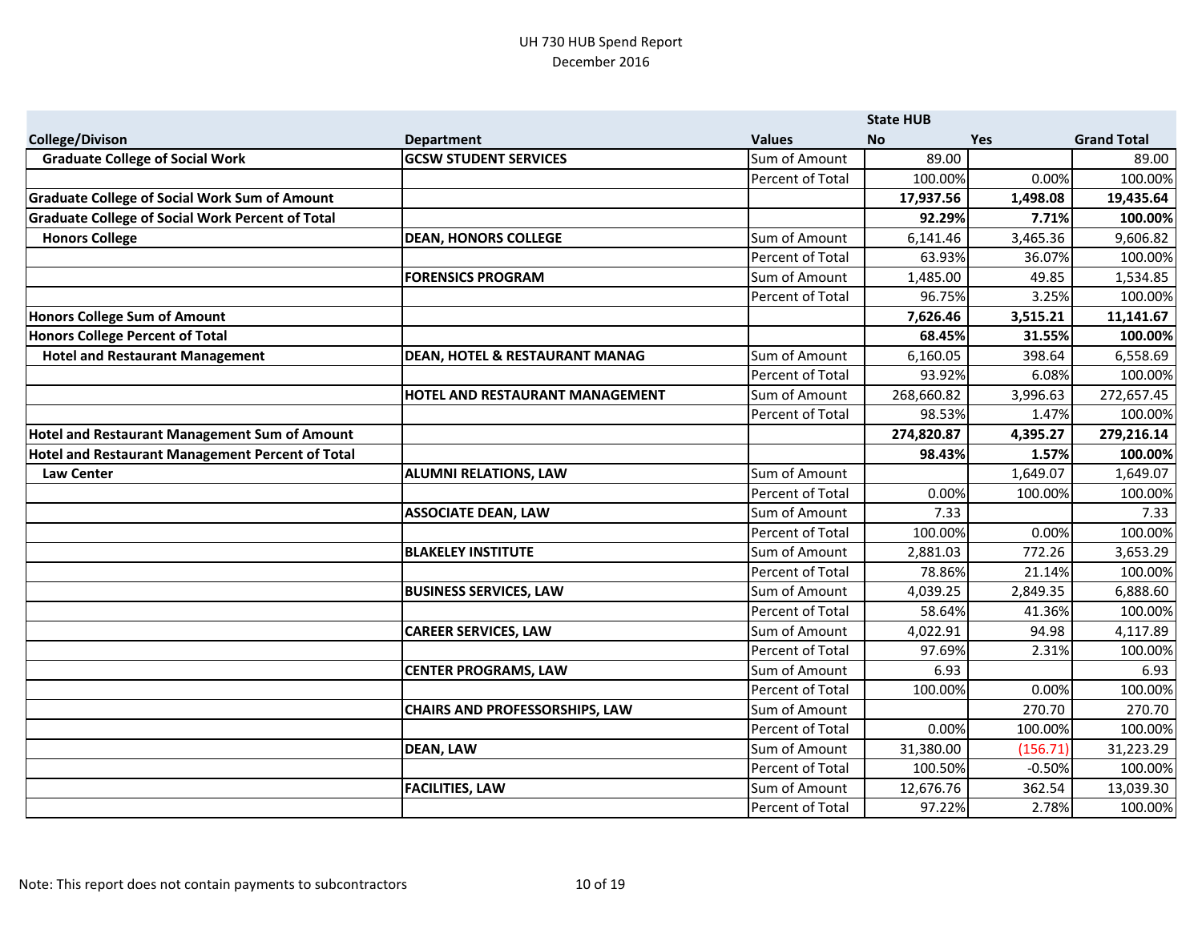UH 730 HUB Spend Report
December 2016

| | | | State HUB | | |
|---|---|---|---|---|---|
| College/Divison | Department | Values | No | Yes | Grand Total |
| Graduate College of Social Work | GCSW STUDENT SERVICES | Sum of Amount | 89.00 | | 89.00 |
| | | Percent of Total | 100.00% | 0.00% | 100.00% |
| **Graduate College of Social Work Sum of Amount** | | | **17,937.56** | **1,498.08** | **19,435.64** |
| **Graduate College of Social Work Percent of Total** | | | **92.29%** | **7.71%** | **100.00%** |
| Honors College | DEAN, HONORS COLLEGE | Sum of Amount | 6,141.46 | 3,465.36 | 9,606.82 |
| | | Percent of Total | 63.93% | 36.07% | 100.00% |
| | FORENSICS PROGRAM | Sum of Amount | 1,485.00 | 49.85 | 1,534.85 |
| | | Percent of Total | 96.75% | 3.25% | 100.00% |
| **Honors College Sum of Amount** | | | **7,626.46** | **3,515.21** | **11,141.67** |
| **Honors College Percent of Total** | | | **68.45%** | **31.55%** | **100.00%** |
| Hotel and Restaurant Management | DEAN, HOTEL & RESTAURANT MANAG | Sum of Amount | 6,160.05 | 398.64 | 6,558.69 |
| | | Percent of Total | 93.92% | 6.08% | 100.00% |
| | HOTEL AND RESTAURANT MANAGEMENT | Sum of Amount | 268,660.82 | 3,996.63 | 272,657.45 |
| | | Percent of Total | 98.53% | 1.47% | 100.00% |
| **Hotel and Restaurant Management Sum of Amount** | | | **274,820.87** | **4,395.27** | **279,216.14** |
| **Hotel and Restaurant Management Percent of Total** | | | **98.43%** | **1.57%** | **100.00%** |
| Law Center | ALUMNI RELATIONS, LAW | Sum of Amount | | 1,649.07 | 1,649.07 |
| | | Percent of Total | 0.00% | 100.00% | 100.00% |
| | ASSOCIATE DEAN, LAW | Sum of Amount | 7.33 | | 7.33 |
| | | Percent of Total | 100.00% | 0.00% | 100.00% |
| | BLAKELEY INSTITUTE | Sum of Amount | 2,881.03 | 772.26 | 3,653.29 |
| | | Percent of Total | 78.86% | 21.14% | 100.00% |
| | BUSINESS SERVICES, LAW | Sum of Amount | 4,039.25 | 2,849.35 | 6,888.60 |
| | | Percent of Total | 58.64% | 41.36% | 100.00% |
| | CAREER SERVICES, LAW | Sum of Amount | 4,022.91 | 94.98 | 4,117.89 |
| | | Percent of Total | 97.69% | 2.31% | 100.00% |
| | CENTER PROGRAMS, LAW | Sum of Amount | 6.93 | | 6.93 |
| | | Percent of Total | 100.00% | 0.00% | 100.00% |
| | CHAIRS AND PROFESSORSHIPS, LAW | Sum of Amount | | 270.70 | 270.70 |
| | | Percent of Total | 0.00% | 100.00% | 100.00% |
| | DEAN, LAW | Sum of Amount | 31,380.00 | (156.71) | 31,223.29 |
| | | Percent of Total | 100.50% | -0.50% | 100.00% |
| | FACILITIES, LAW | Sum of Amount | 12,676.76 | 362.54 | 13,039.30 |
| | | Percent of Total | 97.22% | 2.78% | 100.00% |

Note: This report does not contain payments to subcontractors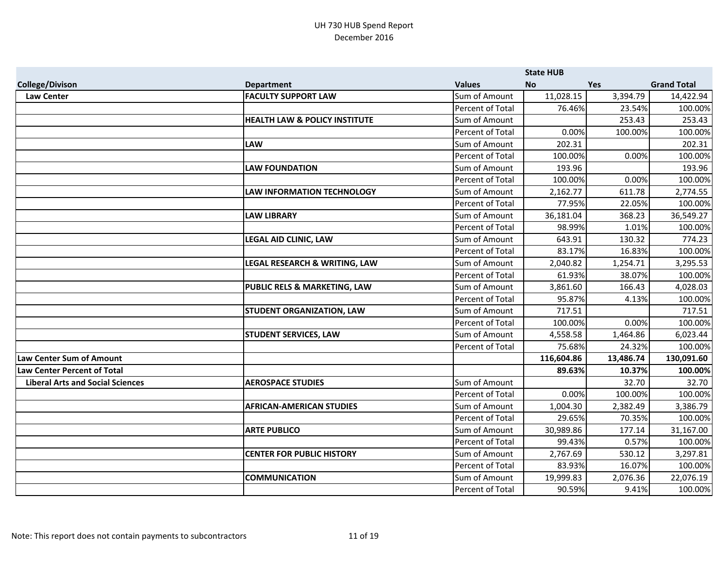UH 730 HUB Spend Report
December 2016

| | | | State HUB | | |
|---|---|---|---|---|---|
| **College/Divison** | **Department** | **Values** | **No** | **Yes** | **Grand Total** |
| **Law Center** | **FACULTY SUPPORT LAW** | Sum of Amount | 11,028.15 | 3,394.79 | 14,422.94 |
| | | Percent of Total | 76.46% | 23.54% | 100.00% |
| | **HEALTH LAW & POLICY INSTITUTE** | Sum of Amount | | 253.43 | 253.43 |
| | | Percent of Total | 0.00% | 100.00% | 100.00% |
| | **LAW** | Sum of Amount | 202.31 | | 202.31 |
| | | Percent of Total | 100.00% | 0.00% | 100.00% |
| | **LAW FOUNDATION** | Sum of Amount | 193.96 | | 193.96 |
| | | Percent of Total | 100.00% | 0.00% | 100.00% |
| | **LAW INFORMATION TECHNOLOGY** | Sum of Amount | 2,162.77 | 611.78 | 2,774.55 |
| | | Percent of Total | 77.95% | 22.05% | 100.00% |
| | **LAW LIBRARY** | Sum of Amount | 36,181.04 | 368.23 | 36,549.27 |
| | | Percent of Total | 98.99% | 1.01% | 100.00% |
| | **LEGAL AID CLINIC, LAW** | Sum of Amount | 643.91 | 130.32 | 774.23 |
| | | Percent of Total | 83.17% | 16.83% | 100.00% |
| | **LEGAL RESEARCH & WRITING, LAW** | Sum of Amount | 2,040.82 | 1,254.71 | 3,295.53 |
| | | Percent of Total | 61.93% | 38.07% | 100.00% |
| | **PUBLIC RELS & MARKETING, LAW** | Sum of Amount | 3,861.60 | 166.43 | 4,028.03 |
| | | Percent of Total | 95.87% | 4.13% | 100.00% |
| | **STUDENT ORGANIZATION, LAW** | Sum of Amount | 717.51 | | 717.51 |
| | | Percent of Total | 100.00% | 0.00% | 100.00% |
| | **STUDENT SERVICES, LAW** | Sum of Amount | 4,558.58 | 1,464.86 | 6,023.44 |
| | | Percent of Total | 75.68% | 24.32% | 100.00% |
| **Law Center Sum of Amount** | | | **116,604.86** | **13,486.74** | **130,091.60** |
| **Law Center Percent of Total** | | | **89.63%** | **10.37%** | **100.00%** |
| **Liberal Arts and Social Sciences** | **AEROSPACE STUDIES** | Sum of Amount | | 32.70 | 32.70 |
| | | Percent of Total | 0.00% | 100.00% | 100.00% |
| | **AFRICAN-AMERICAN STUDIES** | Sum of Amount | 1,004.30 | 2,382.49 | 3,386.79 |
| | | Percent of Total | 29.65% | 70.35% | 100.00% |
| | **ARTE PUBLICO** | Sum of Amount | 30,989.86 | 177.14 | 31,167.00 |
| | | Percent of Total | 99.43% | 0.57% | 100.00% |
| | **CENTER FOR PUBLIC HISTORY** | Sum of Amount | 2,767.69 | 530.12 | 3,297.81 |
| | | Percent of Total | 83.93% | 16.07% | 100.00% |
| | **COMMUNICATION** | Sum of Amount | 19,999.83 | 2,076.36 | 22,076.19 |
| | | Percent of Total | 90.59% | 9.41% | 100.00% |

Note: This report does not contain payments to subcontractors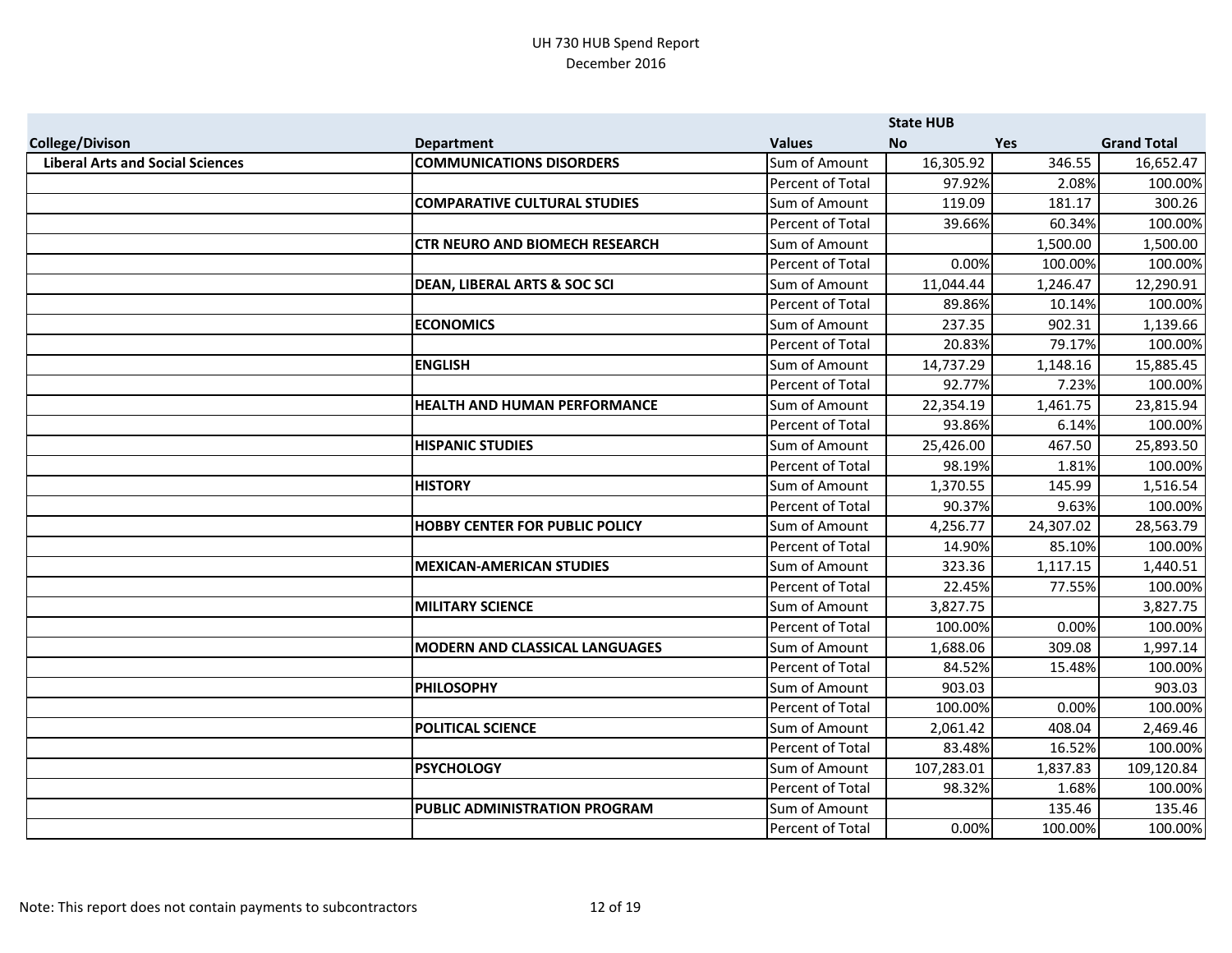UH 730 HUB Spend Report
December 2016

| College/Divison | Department | Values | State HUB No | Yes | Grand Total |
|---|---|---|---|---|---|
| Liberal Arts and Social Sciences | COMMUNICATIONS DISORDERS | Sum of Amount | 16,305.92 | 346.55 | 16,652.47 |
| | | Percent of Total | 97.92% | 2.08% | 100.00% |
| | COMPARATIVE CULTURAL STUDIES | Sum of Amount | 119.09 | 181.17 | 300.26 |
| | | Percent of Total | 39.66% | 60.34% | 100.00% |
| | CTR NEURO AND BIOMECH RESEARCH | Sum of Amount | | 1,500.00 | 1,500.00 |
| | | Percent of Total | 0.00% | 100.00% | 100.00% |
| | DEAN, LIBERAL ARTS & SOC SCI | Sum of Amount | 11,044.44 | 1,246.47 | 12,290.91 |
| | | Percent of Total | 89.86% | 10.14% | 100.00% |
| | ECONOMICS | Sum of Amount | 237.35 | 902.31 | 1,139.66 |
| | | Percent of Total | 20.83% | 79.17% | 100.00% |
| | ENGLISH | Sum of Amount | 14,737.29 | 1,148.16 | 15,885.45 |
| | | Percent of Total | 92.77% | 7.23% | 100.00% |
| | HEALTH AND HUMAN PERFORMANCE | Sum of Amount | 22,354.19 | 1,461.75 | 23,815.94 |
| | | Percent of Total | 93.86% | 6.14% | 100.00% |
| | HISPANIC STUDIES | Sum of Amount | 25,426.00 | 467.50 | 25,893.50 |
| | | Percent of Total | 98.19% | 1.81% | 100.00% |
| | HISTORY | Sum of Amount | 1,370.55 | 145.99 | 1,516.54 |
| | | Percent of Total | 90.37% | 9.63% | 100.00% |
| | HOBBY CENTER FOR PUBLIC POLICY | Sum of Amount | 4,256.77 | 24,307.02 | 28,563.79 |
| | | Percent of Total | 14.90% | 85.10% | 100.00% |
| | MEXICAN-AMERICAN STUDIES | Sum of Amount | 323.36 | 1,117.15 | 1,440.51 |
| | | Percent of Total | 22.45% | 77.55% | 100.00% |
| | MILITARY SCIENCE | Sum of Amount | 3,827.75 | | 3,827.75 |
| | | Percent of Total | 100.00% | 0.00% | 100.00% |
| | MODERN AND CLASSICAL LANGUAGES | Sum of Amount | 1,688.06 | 309.08 | 1,997.14 |
| | | Percent of Total | 84.52% | 15.48% | 100.00% |
| | PHILOSOPHY | Sum of Amount | 903.03 | | 903.03 |
| | | Percent of Total | 100.00% | 0.00% | 100.00% |
| | POLITICAL SCIENCE | Sum of Amount | 2,061.42 | 408.04 | 2,469.46 |
| | | Percent of Total | 83.48% | 16.52% | 100.00% |
| | PSYCHOLOGY | Sum of Amount | 107,283.01 | 1,837.83 | 109,120.84 |
| | | Percent of Total | 98.32% | 1.68% | 100.00% |
| | PUBLIC ADMINISTRATION PROGRAM | Sum of Amount | | 135.46 | 135.46 |
| | | Percent of Total | 0.00% | 100.00% | 100.00% |

Note: This report does not contain payments to subcontractors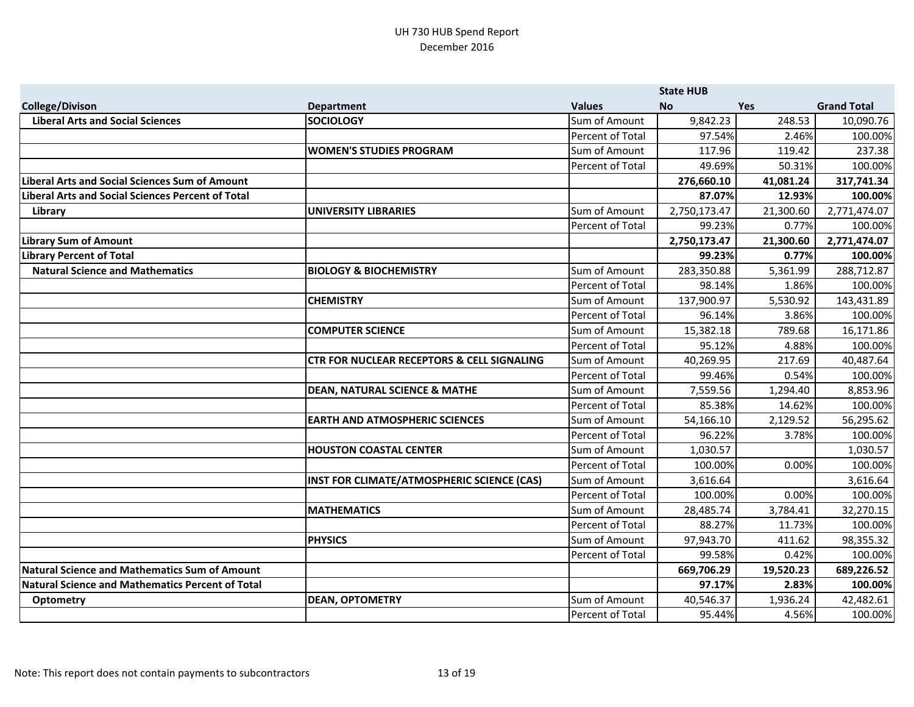UH 730 HUB Spend Report
December 2016

| | | | State HUB | | |
|---|---|---|---|---|---|
| **College/Divison** | **Department** | **Values** | **No** | **Yes** | **Grand Total** |
| **Liberal Arts and Social Sciences** | **SOCIOLOGY** | Sum of Amount | 9,842.23 | 248.53 | 10,090.76 |
| | | Percent of Total | 97.54% | 2.46% | 100.00% |
| | **WOMEN'S STUDIES PROGRAM** | Sum of Amount | 117.96 | 119.42 | 237.38 |
| | | Percent of Total | 49.69% | 50.31% | 100.00% |
| **Liberal Arts and Social Sciences Sum of Amount** | | | **276,660.10** | **41,081.24** | **317,741.34** |
| **Liberal Arts and Social Sciences Percent of Total** | | | **87.07%** | **12.93%** | **100.00%** |
| **Library** | **UNIVERSITY LIBRARIES** | Sum of Amount | 2,750,173.47 | 21,300.60 | 2,771,474.07 |
| | | Percent of Total | 99.23% | 0.77% | 100.00% |
| **Library Sum of Amount** | | | **2,750,173.47** | **21,300.60** | **2,771,474.07** |
| **Library Percent of Total** | | | **99.23%** | **0.77%** | **100.00%** |
| **Natural Science and Mathematics** | **BIOLOGY & BIOCHEMISTRY** | Sum of Amount | 283,350.88 | 5,361.99 | 288,712.87 |
| | | Percent of Total | 98.14% | 1.86% | 100.00% |
| | **CHEMISTRY** | Sum of Amount | 137,900.97 | 5,530.92 | 143,431.89 |
| | | Percent of Total | 96.14% | 3.86% | 100.00% |
| | **COMPUTER SCIENCE** | Sum of Amount | 15,382.18 | 789.68 | 16,171.86 |
| | | Percent of Total | 95.12% | 4.88% | 100.00% |
| | **CTR FOR NUCLEAR RECEPTORS & CELL SIGNALING** | Sum of Amount | 40,269.95 | 217.69 | 40,487.64 |
| | | Percent of Total | 99.46% | 0.54% | 100.00% |
| | **DEAN, NATURAL SCIENCE & MATHE** | Sum of Amount | 7,559.56 | 1,294.40 | 8,853.96 |
| | | Percent of Total | 85.38% | 14.62% | 100.00% |
| | **EARTH AND ATMOSPHERIC SCIENCES** | Sum of Amount | 54,166.10 | 2,129.52 | 56,295.62 |
| | | Percent of Total | 96.22% | 3.78% | 100.00% |
| | **HOUSTON COASTAL CENTER** | Sum of Amount | 1,030.57 | | 1,030.57 |
| | | Percent of Total | 100.00% | 0.00% | 100.00% |
| | **INST FOR CLIMATE/ATMOSPHERIC SCIENCE (CAS)** | Sum of Amount | 3,616.64 | | 3,616.64 |
| | | Percent of Total | 100.00% | 0.00% | 100.00% |
| | **MATHEMATICS** | Sum of Amount | 28,485.74 | 3,784.41 | 32,270.15 |
| | | Percent of Total | 88.27% | 11.73% | 100.00% |
| | **PHYSICS** | Sum of Amount | 97,943.70 | 411.62 | 98,355.32 |
| | | Percent of Total | 99.58% | 0.42% | 100.00% |
| **Natural Science and Mathematics Sum of Amount** | | | **669,706.29** | **19,520.23** | **689,226.52** |
| **Natural Science and Mathematics Percent of Total** | | | **97.17%** | **2.83%** | **100.00%** |
| **Optometry** | **DEAN, OPTOMETRY** | Sum of Amount | 40,546.37 | 1,936.24 | 42,482.61 |
| | | Percent of Total | 95.44% | 4.56% | 100.00% |

Note: This report does not contain payments to subcontractors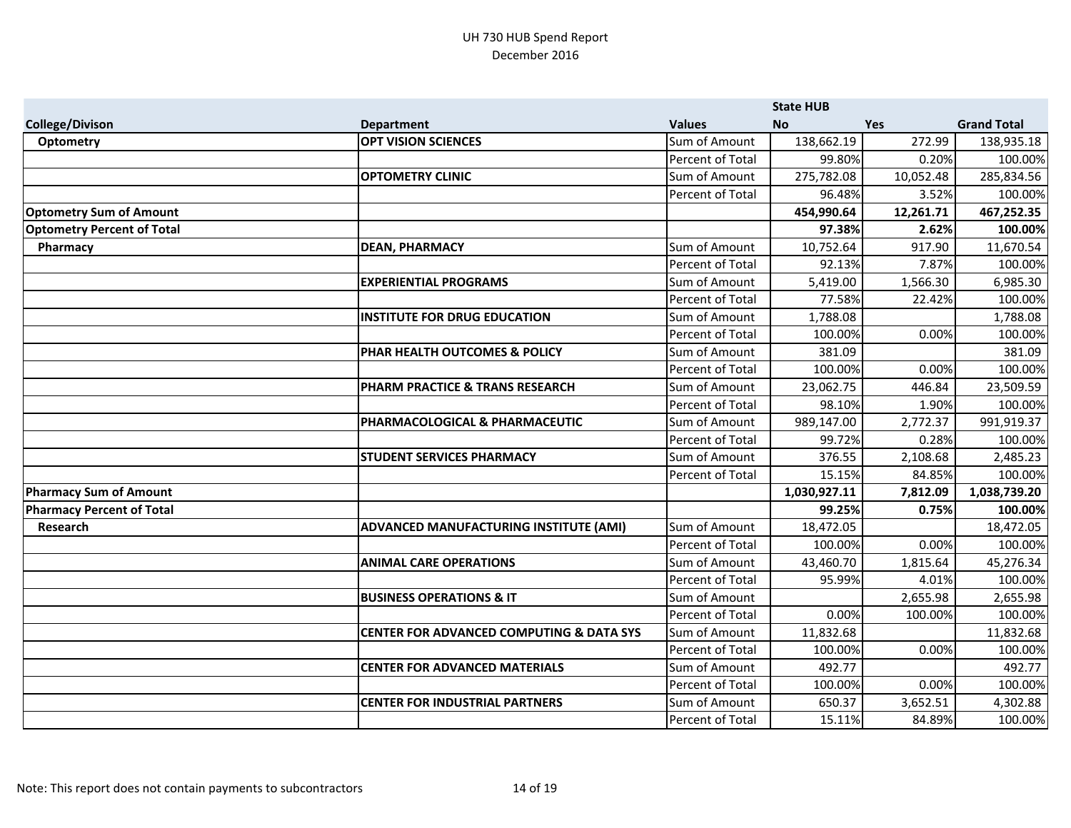UH 730 HUB Spend Report
December 2016

| College/Divison | Department | Values | State HUB No | Yes | Grand Total |
|---|---|---|---|---|---|
| Optometry | OPT VISION SCIENCES | Sum of Amount | 138,662.19 | 272.99 | 138,935.18 |
| | | Percent of Total | 99.80% | 0.20% | 100.00% |
| | OPTOMETRY CLINIC | Sum of Amount | 275,782.08 | 10,052.48 | 285,834.56 |
| | | Percent of Total | 96.48% | 3.52% | 100.00% |
| **Optometry Sum of Amount** | | | **454,990.64** | **12,261.71** | **467,252.35** |
| **Optometry Percent of Total** | | | **97.38%** | **2.62%** | **100.00%** |
| Pharmacy | DEAN, PHARMACY | Sum of Amount | 10,752.64 | 917.90 | 11,670.54 |
| | | Percent of Total | 92.13% | 7.87% | 100.00% |
| | EXPERIENTIAL PROGRAMS | Sum of Amount | 5,419.00 | 1,566.30 | 6,985.30 |
| | | Percent of Total | 77.58% | 22.42% | 100.00% |
| | INSTITUTE FOR DRUG EDUCATION | Sum of Amount | 1,788.08 | | 1,788.08 |
| | | Percent of Total | 100.00% | 0.00% | 100.00% |
| | PHAR HEALTH OUTCOMES & POLICY | Sum of Amount | 381.09 | | 381.09 |
| | | Percent of Total | 100.00% | 0.00% | 100.00% |
| | PHARM PRACTICE & TRANS RESEARCH | Sum of Amount | 23,062.75 | 446.84 | 23,509.59 |
| | | Percent of Total | 98.10% | 1.90% | 100.00% |
| | PHARMACOLOGICAL & PHARMACEUTIC | Sum of Amount | 989,147.00 | 2,772.37 | 991,919.37 |
| | | Percent of Total | 99.72% | 0.28% | 100.00% |
| | STUDENT SERVICES PHARMACY | Sum of Amount | 376.55 | 2,108.68 | 2,485.23 |
| | | Percent of Total | 15.15% | 84.85% | 100.00% |
| **Pharmacy Sum of Amount** | | | **1,030,927.11** | **7,812.09** | **1,038,739.20** |
| **Pharmacy Percent of Total** | | | **99.25%** | **0.75%** | **100.00%** |
| Research | ADVANCED MANUFACTURING INSTITUTE (AMI) | Sum of Amount | 18,472.05 | | 18,472.05 |
| | | Percent of Total | 100.00% | 0.00% | 100.00% |
| | ANIMAL CARE OPERATIONS | Sum of Amount | 43,460.70 | 1,815.64 | 45,276.34 |
| | | Percent of Total | 95.99% | 4.01% | 100.00% |
| | BUSINESS OPERATIONS & IT | Sum of Amount | | 2,655.98 | 2,655.98 |
| | | Percent of Total | 0.00% | 100.00% | 100.00% |
| | CENTER FOR ADVANCED COMPUTING & DATA SYS | Sum of Amount | 11,832.68 | | 11,832.68 |
| | | Percent of Total | 100.00% | 0.00% | 100.00% |
| | CENTER FOR ADVANCED MATERIALS | Sum of Amount | 492.77 | | 492.77 |
| | | Percent of Total | 100.00% | 0.00% | 100.00% |
| | CENTER FOR INDUSTRIAL PARTNERS | Sum of Amount | 650.37 | 3,652.51 | 4,302.88 |
| | | Percent of Total | 15.11% | 84.89% | 100.00% |

Note: This report does not contain payments to subcontractors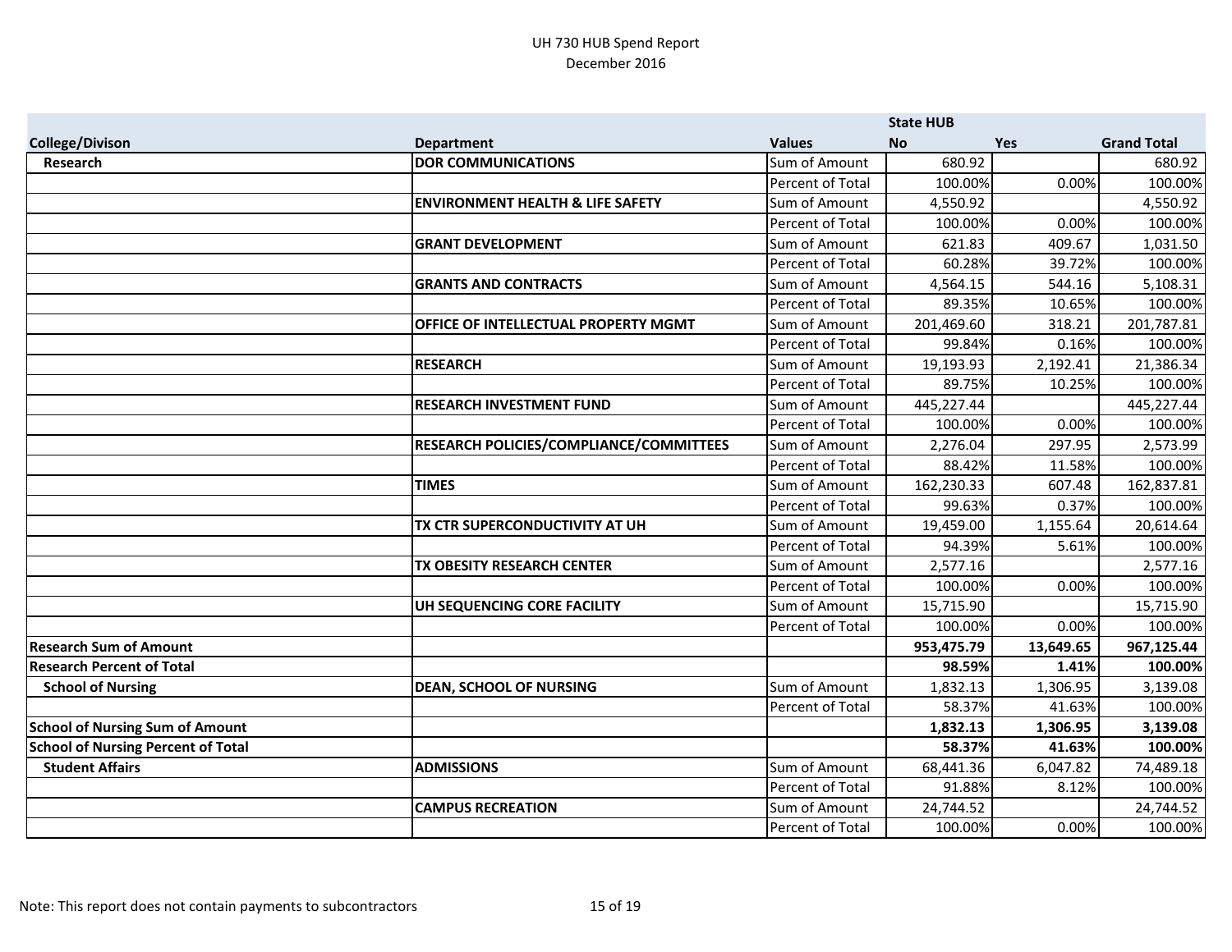UH 730 HUB Spend Report
December 2016

| | | | State HUB | | |
|---|---|---|---|---|---|
| **College/Divison** | **Department** | **Values** | **No** | **Yes** | **Grand Total** |
| **Research** | **DOR COMMUNICATIONS** | Sum of Amount | 680.92 | | 680.92 |
| | | Percent of Total | 100.00% | 0.00% | 100.00% |
| | **ENVIRONMENT HEALTH & LIFE SAFETY** | Sum of Amount | 4,550.92 | | 4,550.92 |
| | | Percent of Total | 100.00% | 0.00% | 100.00% |
| | **GRANT DEVELOPMENT** | Sum of Amount | 621.83 | 409.67 | 1,031.50 |
| | | Percent of Total | 60.28% | 39.72% | 100.00% |
| | **GRANTS AND CONTRACTS** | Sum of Amount | 4,564.15 | 544.16 | 5,108.31 |
| | | Percent of Total | 89.35% | 10.65% | 100.00% |
| | **OFFICE OF INTELLECTUAL PROPERTY MGMT** | Sum of Amount | 201,469.60 | 318.21 | 201,787.81 |
| | | Percent of Total | 99.84% | 0.16% | 100.00% |
| | **RESEARCH** | Sum of Amount | 19,193.93 | 2,192.41 | 21,386.34 |
| | | Percent of Total | 89.75% | 10.25% | 100.00% |
| | **RESEARCH INVESTMENT FUND** | Sum of Amount | 445,227.44 | | 445,227.44 |
| | | Percent of Total | 100.00% | 0.00% | 100.00% |
| | **RESEARCH POLICIES/COMPLIANCE/COMMITTEES** | Sum of Amount | 2,276.04 | 297.95 | 2,573.99 |
| | | Percent of Total | 88.42% | 11.58% | 100.00% |
| | **TIMES** | Sum of Amount | 162,230.33 | 607.48 | 162,837.81 |
| | | Percent of Total | 99.63% | 0.37% | 100.00% |
| | **TX CTR SUPERCONDUCTIVITY AT UH** | Sum of Amount | 19,459.00 | 1,155.64 | 20,614.64 |
| | | Percent of Total | 94.39% | 5.61% | 100.00% |
| | **TX OBESITY RESEARCH CENTER** | Sum of Amount | 2,577.16 | | 2,577.16 |
| | | Percent of Total | 100.00% | 0.00% | 100.00% |
| | **UH SEQUENCING CORE FACILITY** | Sum of Amount | 15,715.90 | | 15,715.90 |
| | | Percent of Total | 100.00% | 0.00% | 100.00% |
| **Research Sum of Amount** | | | **953,475.79** | **13,649.65** | **967,125.44** |
| **Research Percent of Total** | | | **98.59%** | **1.41%** | **100.00%** |
| **School of Nursing** | **DEAN, SCHOOL OF NURSING** | Sum of Amount | 1,832.13 | 1,306.95 | 3,139.08 |
| | | Percent of Total | 58.37% | 41.63% | 100.00% |
| **School of Nursing Sum of Amount** | | | **1,832.13** | **1,306.95** | **3,139.08** |
| **School of Nursing Percent of Total** | | | **58.37%** | **41.63%** | **100.00%** |
| **Student Affairs** | **ADMISSIONS** | Sum of Amount | 68,441.36 | 6,047.82 | 74,489.18 |
| | | Percent of Total | 91.88% | 8.12% | 100.00% |
| | **CAMPUS RECREATION** | Sum of Amount | 24,744.52 | | 24,744.52 |
| | | Percent of Total | 100.00% | 0.00% | 100.00% |

Note: This report does not contain payments to subcontractors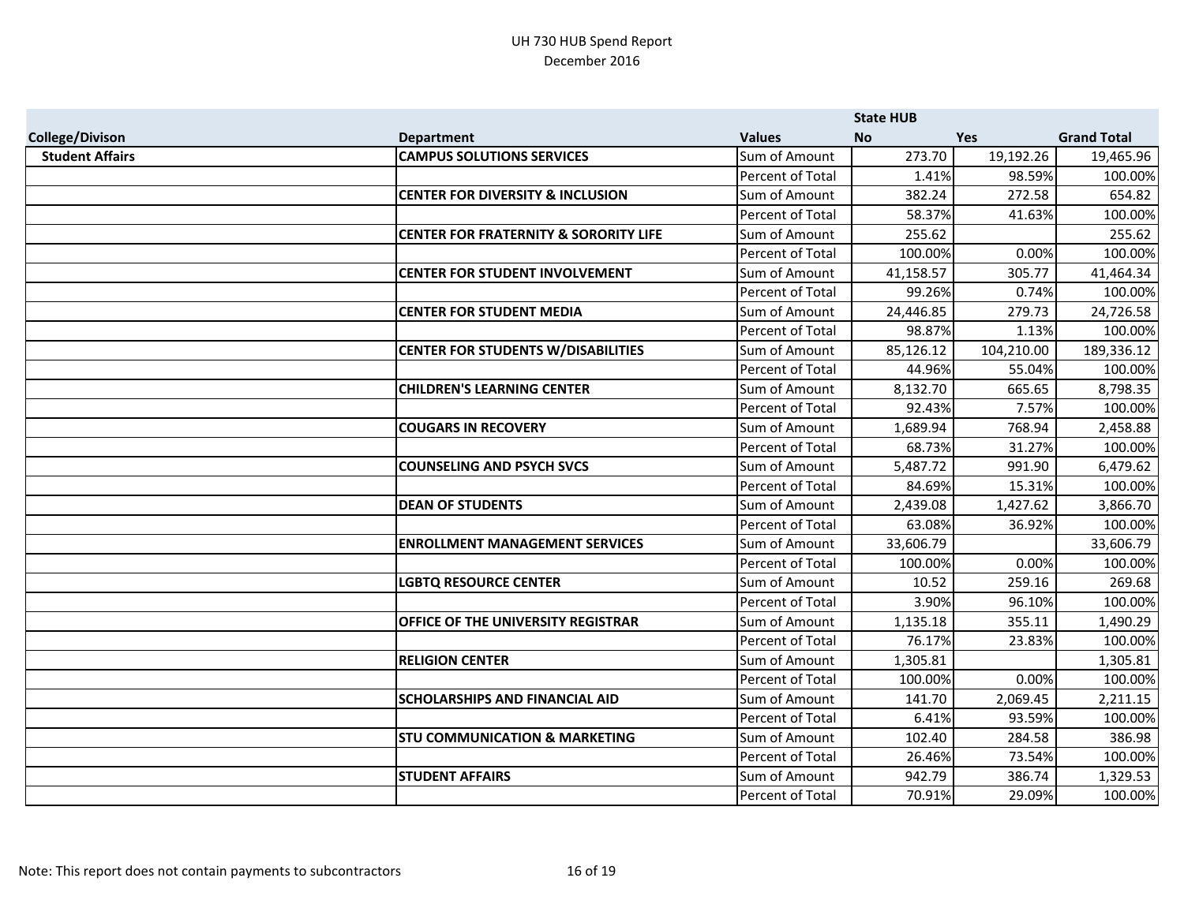UH 730 HUB Spend Report
December 2016

| | | | State HUB | | |
|---|---|---|---|---|---|
| **College/Divison** | **Department** | **Values** | **No** | **Yes** | **Grand Total** |
| **Student Affairs** | **CAMPUS SOLUTIONS SERVICES** | Sum of Amount | 273.70 | 19,192.26 | 19,465.96 |
| | | Percent of Total | 1.41% | 98.59% | 100.00% |
| | **CENTER FOR DIVERSITY & INCLUSION** | Sum of Amount | 382.24 | 272.58 | 654.82 |
| | | Percent of Total | 58.37% | 41.63% | 100.00% |
| | **CENTER FOR FRATERNITY & SORORITY LIFE** | Sum of Amount | 255.62 | | 255.62 |
| | | Percent of Total | 100.00% | 0.00% | 100.00% |
| | **CENTER FOR STUDENT INVOLVEMENT** | Sum of Amount | 41,158.57 | 305.77 | 41,464.34 |
| | | Percent of Total | 99.26% | 0.74% | 100.00% |
| | **CENTER FOR STUDENT MEDIA** | Sum of Amount | 24,446.85 | 279.73 | 24,726.58 |
| | | Percent of Total | 98.87% | 1.13% | 100.00% |
| | **CENTER FOR STUDENTS W/DISABILITIES** | Sum of Amount | 85,126.12 | 104,210.00 | 189,336.12 |
| | | Percent of Total | 44.96% | 55.04% | 100.00% |
| | **CHILDREN'S LEARNING CENTER** | Sum of Amount | 8,132.70 | 665.65 | 8,798.35 |
| | | Percent of Total | 92.43% | 7.57% | 100.00% |
| | **COUGARS IN RECOVERY** | Sum of Amount | 1,689.94 | 768.94 | 2,458.88 |
| | | Percent of Total | 68.73% | 31.27% | 100.00% |
| | **COUNSELING AND PSYCH SVCS** | Sum of Amount | 5,487.72 | 991.90 | 6,479.62 |
| | | Percent of Total | 84.69% | 15.31% | 100.00% |
| | **DEAN OF STUDENTS** | Sum of Amount | 2,439.08 | 1,427.62 | 3,866.70 |
| | | Percent of Total | 63.08% | 36.92% | 100.00% |
| | **ENROLLMENT MANAGEMENT SERVICES** | Sum of Amount | 33,606.79 | | 33,606.79 |
| | | Percent of Total | 100.00% | 0.00% | 100.00% |
| | **LGBTQ RESOURCE CENTER** | Sum of Amount | 10.52 | 259.16 | 269.68 |
| | | Percent of Total | 3.90% | 96.10% | 100.00% |
| | **OFFICE OF THE UNIVERSITY REGISTRAR** | Sum of Amount | 1,135.18 | 355.11 | 1,490.29 |
| | | Percent of Total | 76.17% | 23.83% | 100.00% |
| | **RELIGION CENTER** | Sum of Amount | 1,305.81 | | 1,305.81 |
| | | Percent of Total | 100.00% | 0.00% | 100.00% |
| | **SCHOLARSHIPS AND FINANCIAL AID** | Sum of Amount | 141.70 | 2,069.45 | 2,211.15 |
| | | Percent of Total | 6.41% | 93.59% | 100.00% |
| | **STU COMMUNICATION & MARKETING** | Sum of Amount | 102.40 | 284.58 | 386.98 |
| | | Percent of Total | 26.46% | 73.54% | 100.00% |
| | **STUDENT AFFAIRS** | Sum of Amount | 942.79 | 386.74 | 1,329.53 |
| | | Percent of Total | 70.91% | 29.09% | 100.00% |

Note: This report does not contain payments to subcontractors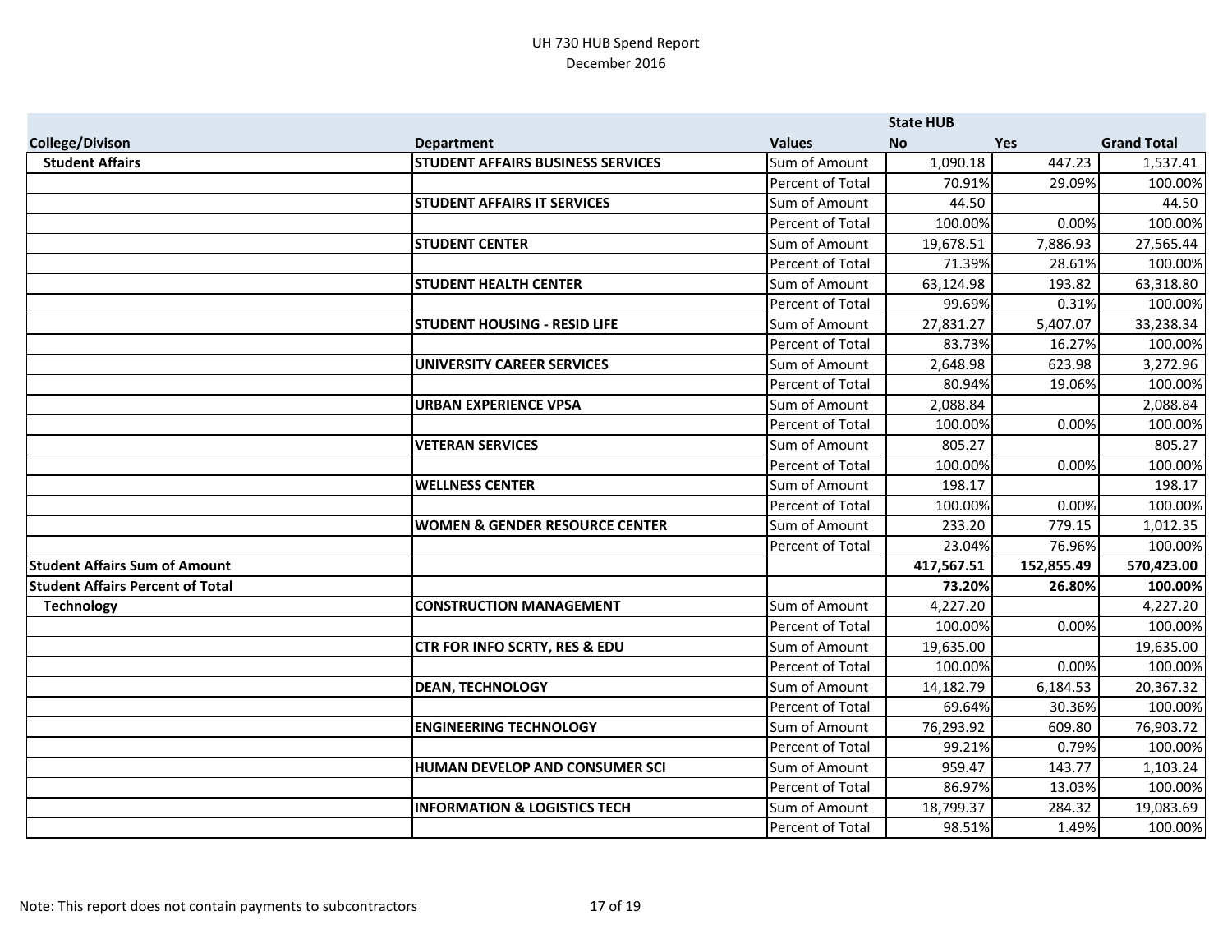UH 730 HUB Spend Report
December 2016

| College/Divison | Department | Values | State HUB No | Yes | Grand Total |
|---|---|---|---|---|---|
| **Student Affairs** | **STUDENT AFFAIRS BUSINESS SERVICES** | Sum of Amount | 1,090.18 | 447.23 | 1,537.41 |
| | | Percent of Total | 70.91% | 29.09% | 100.00% |
| | **STUDENT AFFAIRS IT SERVICES** | Sum of Amount | 44.50 | | 44.50 |
| | | Percent of Total | 100.00% | 0.00% | 100.00% |
| | **STUDENT CENTER** | Sum of Amount | 19,678.51 | 7,886.93 | 27,565.44 |
| | | Percent of Total | 71.39% | 28.61% | 100.00% |
| | **STUDENT HEALTH CENTER** | Sum of Amount | 63,124.98 | 193.82 | 63,318.80 |
| | | Percent of Total | 99.69% | 0.31% | 100.00% |
| | **STUDENT HOUSING - RESID LIFE** | Sum of Amount | 27,831.27 | 5,407.07 | 33,238.34 |
| | | Percent of Total | 83.73% | 16.27% | 100.00% |
| | **UNIVERSITY CAREER SERVICES** | Sum of Amount | 2,648.98 | 623.98 | 3,272.96 |
| | | Percent of Total | 80.94% | 19.06% | 100.00% |
| | **URBAN EXPERIENCE VPSA** | Sum of Amount | 2,088.84 | | 2,088.84 |
| | | Percent of Total | 100.00% | 0.00% | 100.00% |
| | **VETERAN SERVICES** | Sum of Amount | 805.27 | | 805.27 |
| | | Percent of Total | 100.00% | 0.00% | 100.00% |
| | **WELLNESS CENTER** | Sum of Amount | 198.17 | | 198.17 |
| | | Percent of Total | 100.00% | 0.00% | 100.00% |
| | **WOMEN & GENDER RESOURCE CENTER** | Sum of Amount | 233.20 | 779.15 | 1,012.35 |
| | | Percent of Total | 23.04% | 76.96% | 100.00% |
| **Student Affairs Sum of Amount** | | | **417,567.51** | **152,855.49** | **570,423.00** |
| **Student Affairs Percent of Total** | | | **73.20%** | **26.80%** | **100.00%** |
| **Technology** | **CONSTRUCTION MANAGEMENT** | Sum of Amount | 4,227.20 | | 4,227.20 |
| | | Percent of Total | 100.00% | 0.00% | 100.00% |
| | **CTR FOR INFO SCRTY, RES & EDU** | Sum of Amount | 19,635.00 | | 19,635.00 |
| | | Percent of Total | 100.00% | 0.00% | 100.00% |
| | **DEAN, TECHNOLOGY** | Sum of Amount | 14,182.79 | 6,184.53 | 20,367.32 |
| | | Percent of Total | 69.64% | 30.36% | 100.00% |
| | **ENGINEERING TECHNOLOGY** | Sum of Amount | 76,293.92 | 609.80 | 76,903.72 |
| | | Percent of Total | 99.21% | 0.79% | 100.00% |
| | **HUMAN DEVELOP AND CONSUMER SCI** | Sum of Amount | 959.47 | 143.77 | 1,103.24 |
| | | Percent of Total | 86.97% | 13.03% | 100.00% |
| | **INFORMATION & LOGISTICS TECH** | Sum of Amount | 18,799.37 | 284.32 | 19,083.69 |
| | | Percent of Total | 98.51% | 1.49% | 100.00% |

Note: This report does not contain payments to subcontractors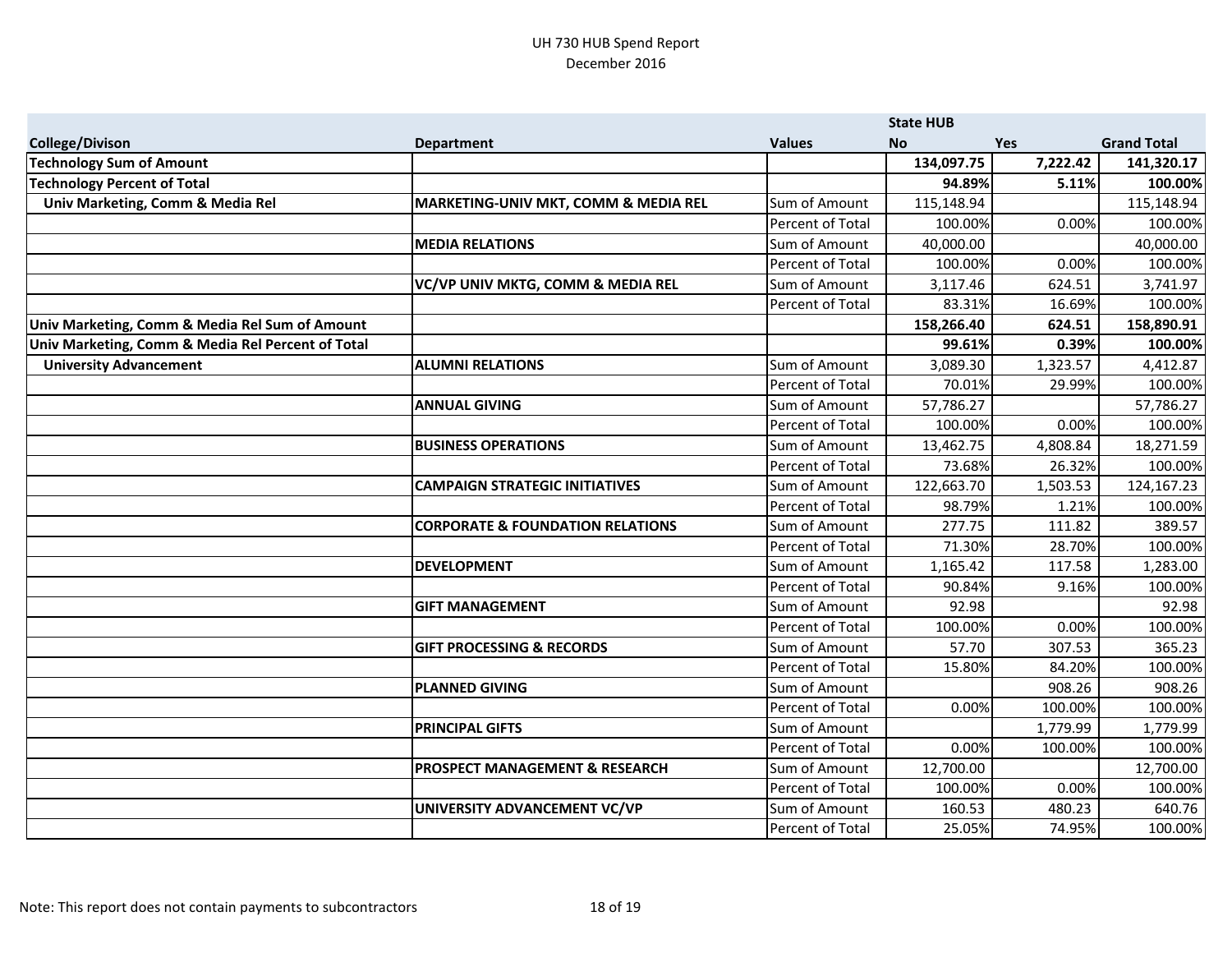UH 730 HUB Spend Report
December 2016

| | | | State HUB | | |
|---|---|---|---|---|---|
| **College/Divison** | **Department** | **Values** | **No** | **Yes** | **Grand Total** |
| **Technology Sum of Amount** | | | **134,097.75** | **7,222.42** | **141,320.17** |
| **Technology Percent of Total** | | | **94.89%** | **5.11%** | **100.00%** |
| **Univ Marketing, Comm & Media Rel** | **MARKETING-UNIV MKT, COMM & MEDIA REL** | Sum of Amount | 115,148.94 | | 115,148.94 |
| | | Percent of Total | 100.00% | 0.00% | 100.00% |
| | **MEDIA RELATIONS** | Sum of Amount | 40,000.00 | | 40,000.00 |
| | | Percent of Total | 100.00% | 0.00% | 100.00% |
| | **VC/VP UNIV MKTG, COMM & MEDIA REL** | Sum of Amount | 3,117.46 | 624.51 | 3,741.97 |
| | | Percent of Total | 83.31% | 16.69% | 100.00% |
| **Univ Marketing, Comm & Media Rel Sum of Amount** | | | **158,266.40** | **624.51** | **158,890.91** |
| **Univ Marketing, Comm & Media Rel Percent of Total** | | | **99.61%** | **0.39%** | **100.00%** |
| **University Advancement** | **ALUMNI RELATIONS** | Sum of Amount | 3,089.30 | 1,323.57 | 4,412.87 |
| | | Percent of Total | 70.01% | 29.99% | 100.00% |
| | **ANNUAL GIVING** | Sum of Amount | 57,786.27 | | 57,786.27 |
| | | Percent of Total | 100.00% | 0.00% | 100.00% |
| | **BUSINESS OPERATIONS** | Sum of Amount | 13,462.75 | 4,808.84 | 18,271.59 |
| | | Percent of Total | 73.68% | 26.32% | 100.00% |
| | **CAMPAIGN STRATEGIC INITIATIVES** | Sum of Amount | 122,663.70 | 1,503.53 | 124,167.23 |
| | | Percent of Total | 98.79% | 1.21% | 100.00% |
| | **CORPORATE & FOUNDATION RELATIONS** | Sum of Amount | 277.75 | 111.82 | 389.57 |
| | | Percent of Total | 71.30% | 28.70% | 100.00% |
| | **DEVELOPMENT** | Sum of Amount | 1,165.42 | 117.58 | 1,283.00 |
| | | Percent of Total | 90.84% | 9.16% | 100.00% |
| | **GIFT MANAGEMENT** | Sum of Amount | 92.98 | | 92.98 |
| | | Percent of Total | 100.00% | 0.00% | 100.00% |
| | **GIFT PROCESSING & RECORDS** | Sum of Amount | 57.70 | 307.53 | 365.23 |
| | | Percent of Total | 15.80% | 84.20% | 100.00% |
| | **PLANNED GIVING** | Sum of Amount | | 908.26 | 908.26 |
| | | Percent of Total | 0.00% | 100.00% | 100.00% |
| | **PRINCIPAL GIFTS** | Sum of Amount | | 1,779.99 | 1,779.99 |
| | | Percent of Total | 0.00% | 100.00% | 100.00% |
| | **PROSPECT MANAGEMENT & RESEARCH** | Sum of Amount | 12,700.00 | | 12,700.00 |
| | | Percent of Total | 100.00% | 0.00% | 100.00% |
| | **UNIVERSITY ADVANCEMENT VC/VP** | Sum of Amount | 160.53 | 480.23 | 640.76 |
| | | Percent of Total | 25.05% | 74.95% | 100.00% |

Note: This report does not contain payments to subcontractors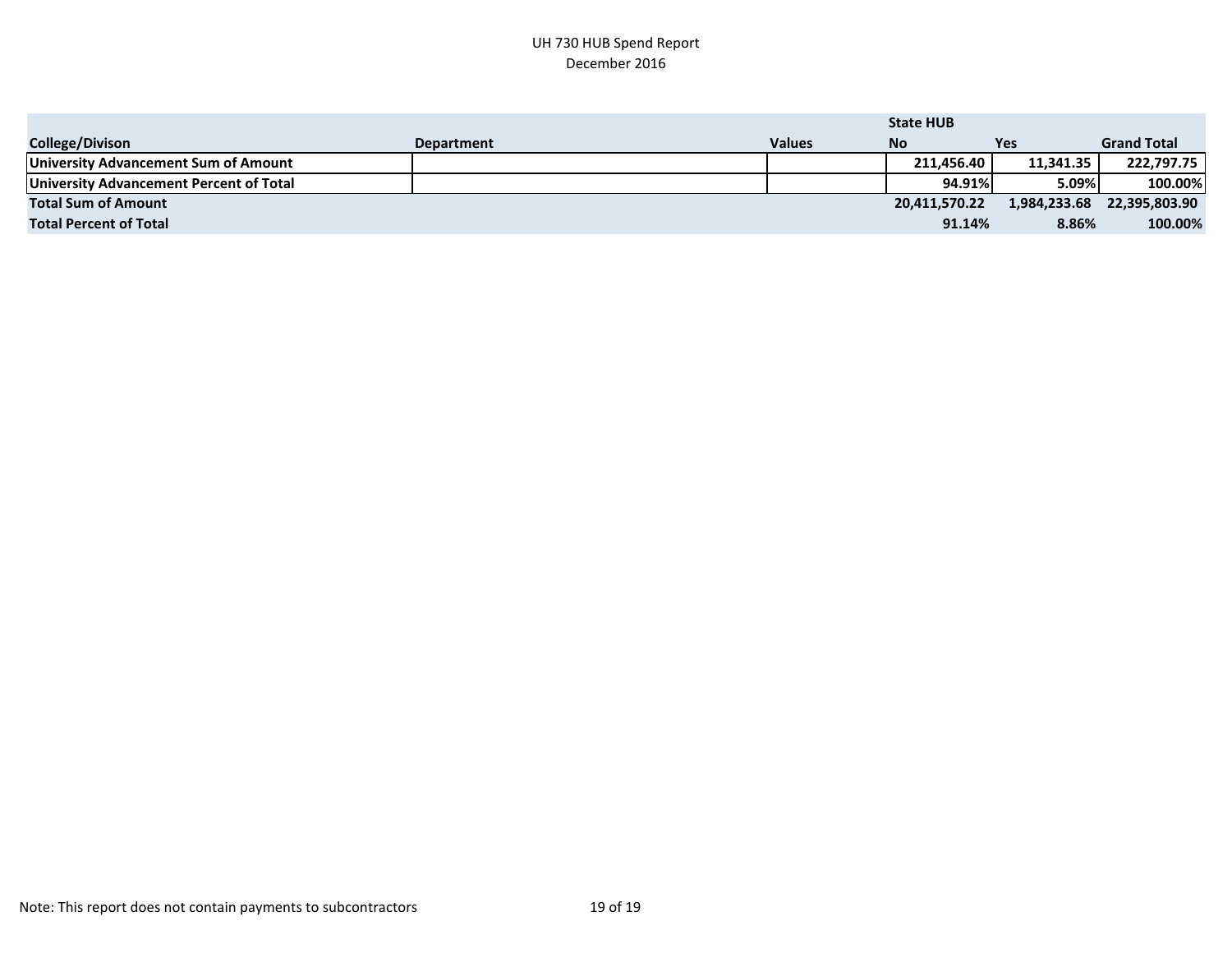UH 730 HUB Spend Report
December 2016

| | | | State HUB | | |
|---|---|---|---|---|---|
| **College/Divison** | **Department** | **Values** | **No** | **Yes** | **Grand Total** |
| **University Advancement Sum of Amount** | | | **211,456.40** | **11,341.35** | **222,797.75** |
| **University Advancement Percent of Total** | | | **94.91%** | **5.09%** | **100.00%** |
| **Total Sum of Amount** | | | **20,411,570.22** | **1,984,233.68** | **22,395,803.90** |
| **Total Percent of Total** | | | **91.14%** | **8.86%** | **100.00%** |

Note: This report does not contain payments to subcontractors